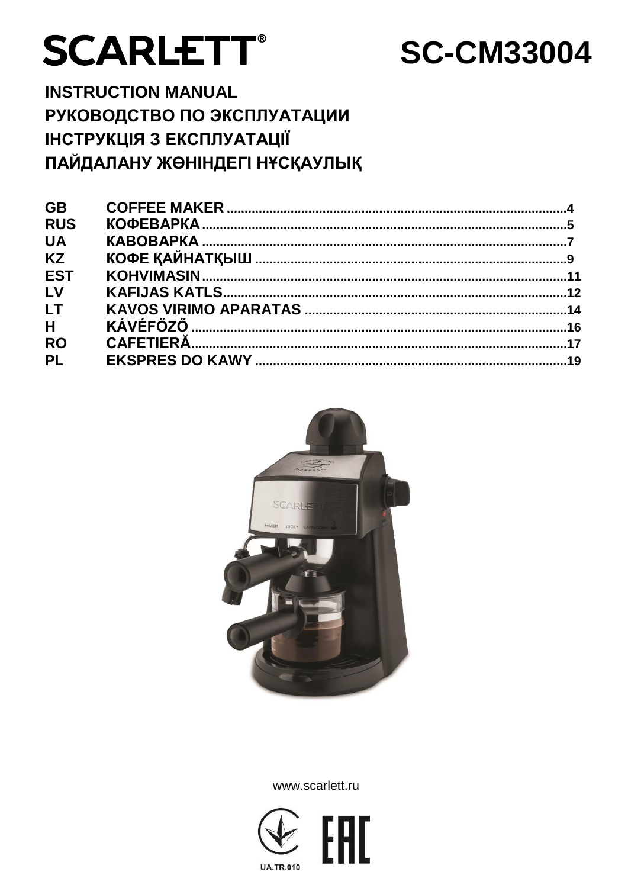# SCARLETT®

# SC-CM33004

## INSTRUCTION MANUAL
## РУКОВОДСТВО ПО ЭКСПЛУАТАЦИИ
## ІНСТРУКЦІЯ З ЕКСПЛУАТАЦІЇ
## ПАЙДАЛАНУ ЖӨНІНДЕГІ НҰСҚАУЛЫҚ

| | | |
|---|---|---|
| GB | COFFEE MAKER | 4 |
| RUS | КОФЕВАРКА | 5 |
| UA | КАВОВАРКА | 7 |
| KZ | КОФЕ ҚАЙНАТҚЫШ | 9 |
| EST | KOHVIMASIN | 11 |
| LV | KAFIJAS KATLS | 12 |
| LT | KAVOS VIRIMO APARATAS | 14 |
| H | KÁVÉFŐZŐ | 16 |
| RO | CAFETIERĂ | 17 |
| PL | EKSPRES DO KAWY | 19 |

www.scarlett.ru

UA.TR.010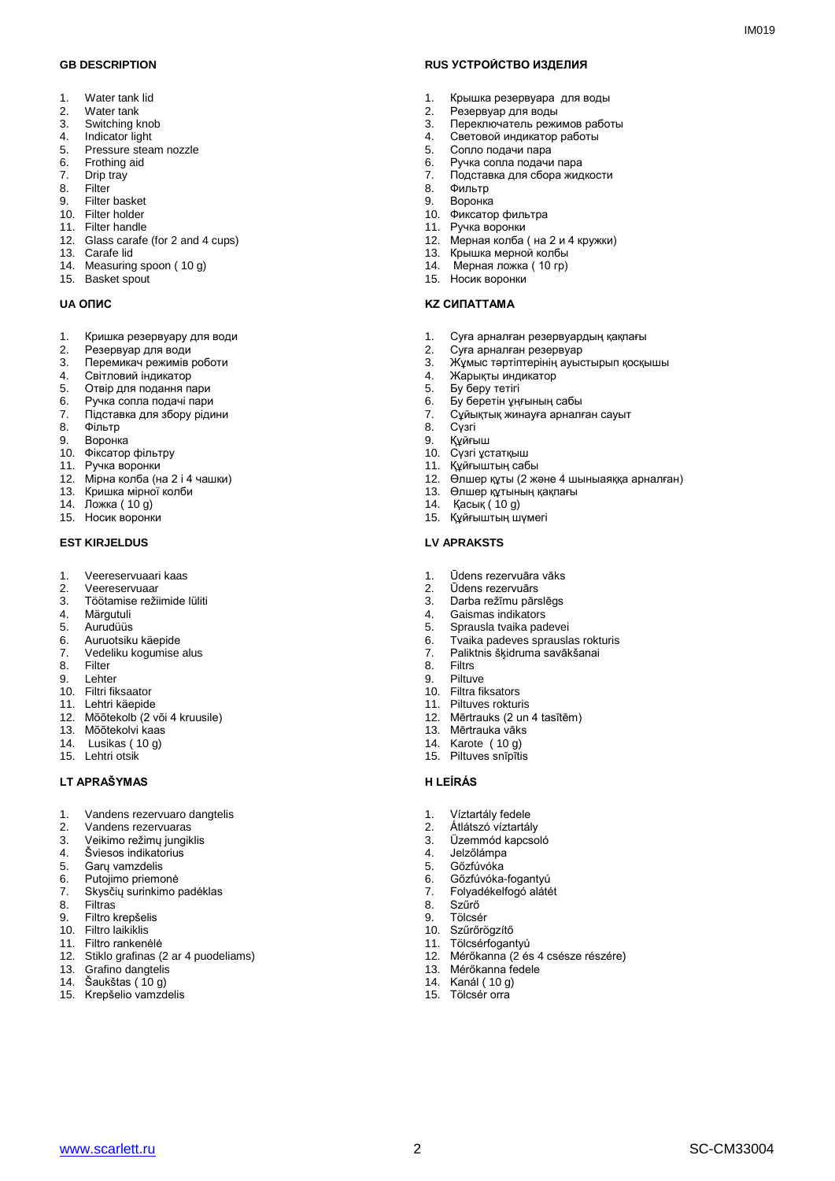## GB DESCRIPTION

1. Water tank lid
2. Water tank
3. Switching knob
4. Indicator light
5. Pressure steam nozzle
6. Frothing aid
7. Drip tray
8. Filter
9. Filter basket
10. Filter holder
11. Filter handle
12. Glass carafe (for 2 and 4 cups)
13. Carafe lid
14. Measuring spoon ( 10 g)
15. Basket spout

## RUS УСТРОЙСТВО ИЗДЕЛИЯ

1. Крышка резервуара для воды
2. Резервуар для воды
3. Переключатель режимов работы
4. Световой индикатор работы
5. Сопло подачи пара
6. Ручка сопла подачи пара
7. Подставка для сбора жидкости
8. Фильтр
9. Воронка
10. Фиксатор фильтра
11. Ручка воронки
12. Мерная колба ( на 2 и 4 кружки)
13. Крышка мерной колбы
14. Мерная ложка ( 10 гр)
15. Носик воронки

## UA ОПИС

1. Кришка резервуару для води
2. Резервуар для води
3. Перемикач режимів роботи
4. Світловий індикатор
5. Отвір для подання пари
6. Ручка сопла подачі пари
7. Підставка для збору рідини
8. Фільтр
9. Воронка
10. Фіксатор фільтру
11. Ручка воронки
12. Мірна колба (на 2 і 4 чашки)
13. Кришка мірної колби
14. Ложка ( 10 g)
15. Носик воронки

## KZ СИПАТТАМА

1. Суға арналған резервуардың қақпағы
2. Суға арналған резервуар
3. Жұмыс тәртіптерінің ауыстырып қосқышы
4. Жарықты индикатор
5. Бу беру тетігі
6. Бу беретін ұңғының сабы
7. Сұйықтық жинауға арналған сауыт
8. Сүзгі
9. Құйғыш
10. Сүзгі ұстатқыш
11. Құйғыштың сабы
12. Өлшер құты (2 және 4 шыныаяққа арналған)
13. Өлшер құтының қақпағы
14. Қасық ( 10 g)
15. Құйғыштың шүмегі

## EST KIRJELDUS

1. Veereservuaari kaas
2. Veereservuaar
3. Töötamise režiimide lüliti
4. Märgutuli
5. Aurudüüs
6. Auruotsiku käepide
7. Vedeliku kogumise alus
8. Filter
9. Lehter
10. Filtri fiksaator
11. Lehtri käepide
12. Mõõtekolb (2 või 4 kruusile)
13. Mõõtekolvi kaas
14. Lusikas ( 10 g)
15. Lehtri otsik

## LV APRAKSTS

1. Ūdens rezervuāra vāks
2. Ūdens rezervuārs
3. Darba režīmu pārslēgs
4. Gaismas indikators
5. Sprausla tvaika padevei
6. Tvaika padeves sprauslas rokturis
7. Paliktnis šķidruma savākšanai
8. Filtrs
9. Piltuve
10. Filtra fiksators
11. Piltuves rokturis
12. Mērtrauks (2 un 4 tasītēm)
13. Mērtrauka vāks
14. Karote ( 10 g)
15. Piltuves snīpītis

## LT APRAŠYMAS

1. Vandens rezervuaro dangtelis
2. Vandens rezervuaras
3. Veikimo režimų jungiklis
4. Šviesos indikatorius
5. Garų vamzdelis
6. Putojimo priemonė
7. Skysčių surinkimo padėklas
8. Filtras
9. Filtro krepšelis
10. Filtro laikiklis
11. Filtro rankenėlė
12. Stiklo grafinas (2 ar 4 puodeliams)
13. Grafino dangtelis
14. Šaukštas ( 10 g)
15. Krepšelio vamzdelis

## H LEÍRÁS

1. Víztartály fedele
2. Átlátszó víztartály
3. Üzemmód kapcsoló
4. Jelzőlámpa
5. Gőzfúvóka
6. Gőzfúvóka-fogantyú
7. Folyadékelfogó alátét
8. Szűrő
9. Tölcsér
10. Szűrőrögzítő
11. Tölcsérfogantyú
12. Mérőkanna (2 és 4 csésze részére)
13. Mérőkanna fedele
14. Kanál ( 10 g)
15. Tölcsér orra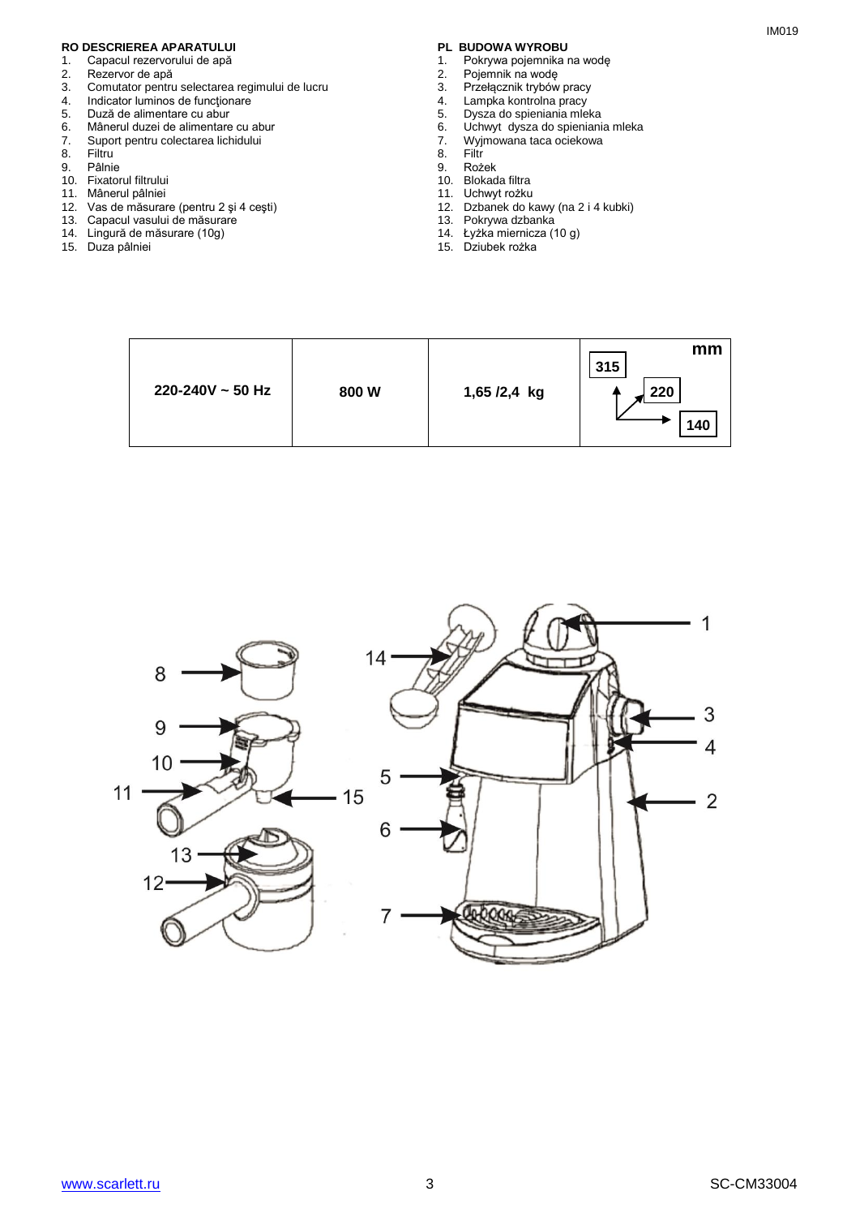## RO DESCRIEREA APARATULUI

1. Capacul rezervorului de apă
2. Rezervor de apă
3. Comutator pentru selectarea regimului de lucru
4. Indicator luminos de funcţionare
5. Duză de alimentare cu abur
6. Mânerul duzei de alimentare cu abur
7. Suport pentru colectarea lichidului
8. Filtru
9. Pâlnie
10. Fixatorul filtrului
11. Mânerul pâlniei
12. Vas de măsurare (pentru 2 şi 4 ceşti)
13. Capacul vasului de măsurare
14. Lingură de măsurare (10g)
15. Duza pâlniei

## PL BUDOWA WYROBU

1. Pokrywa pojemnika na wodę
2. Pojemnik na wodę
3. Przełącznik trybów pracy
4. Lampka kontrolna pracy
5. Dysza do spieniania mleka
6. Uchwyt dysza do spieniania mleka
7. Wyjmowana taca ociekowa
8. Filtr
9. Rożek
10. Blokada filtra
11. Uchwyt rożku
12. Dzbanek do kawy (na 2 i 4 kubki)
13. Pokrywa dzbanka
14. Łyżka miernicza (10 g)
15. Dziubek rożka

| 220-240V ~ 50 Hz | 800 W | 1,65 /2,4 kg | mm 315 / 220 / 140 |
|---|---|---|---|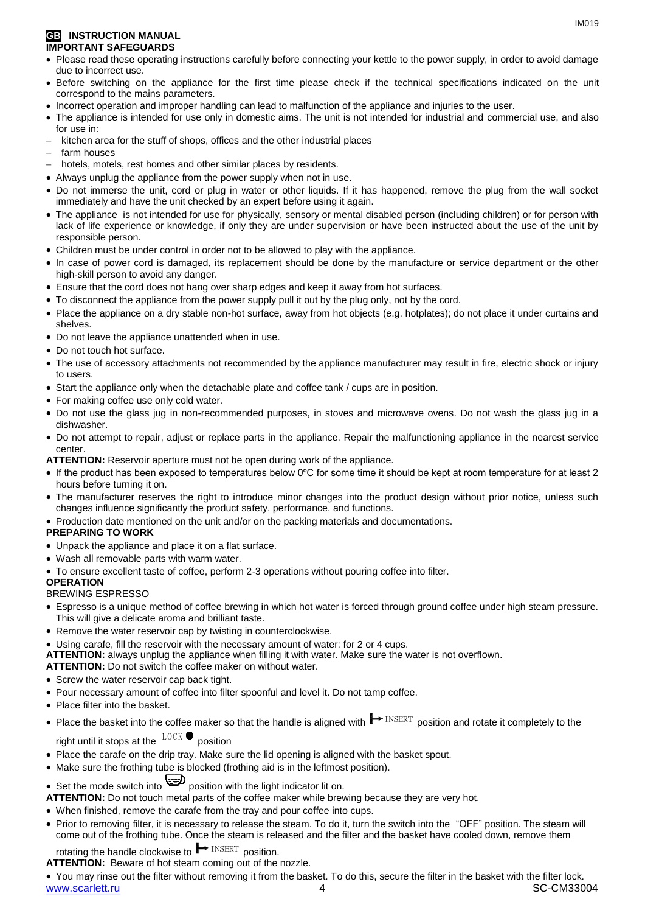## GB INSTRUCTION MANUAL

### IMPORTANT SAFEGUARDS

- Please read these operating instructions carefully before connecting your kettle to the power supply, in order to avoid damage due to incorrect use.
- Before switching on the appliance for the first time please check if the technical specifications indicated on the unit correspond to the mains parameters.
- Incorrect operation and improper handling can lead to malfunction of the appliance and injuries to the user.
- The appliance is intended for use only in domestic aims. The unit is not intended for industrial and commercial use, and also for use in:
  - kitchen area for the stuff of shops, offices and the other industrial places
  - farm houses
  - hotels, motels, rest homes and other similar places by residents.
- Always unplug the appliance from the power supply when not in use.
- Do not immerse the unit, cord or plug in water or other liquids. If it has happened, remove the plug from the wall socket immediately and have the unit checked by an expert before using it again.
- The appliance is not intended for use for physically, sensory or mental disabled person (including children) or for person with lack of life experience or knowledge, if only they are under supervision or have been instructed about the use of the unit by responsible person.
- Children must be under control in order not to be allowed to play with the appliance.
- In case of power cord is damaged, its replacement should be done by the manufacture or service department or the other high-skill person to avoid any danger.
- Ensure that the cord does not hang over sharp edges and keep it away from hot surfaces.
- To disconnect the appliance from the power supply pull it out by the plug only, not by the cord.
- Place the appliance on a dry stable non-hot surface, away from hot objects (e.g. hotplates); do not place it under curtains and shelves.
- Do not leave the appliance unattended when in use.
- Do not touch hot surface.
- The use of accessory attachments not recommended by the appliance manufacturer may result in fire, electric shock or injury to users.
- Start the appliance only when the detachable plate and coffee tank / cups are in position.
- For making coffee use only cold water.
- Do not use the glass jug in non-recommended purposes, in stoves and microwave ovens. Do not wash the glass jug in a dishwasher.
- Do not attempt to repair, adjust or replace parts in the appliance. Repair the malfunctioning appliance in the nearest service center.

**ATTENTION:** Reservoir aperture must not be open during work of the appliance.

- If the product has been exposed to temperatures below 0ºC for some time it should be kept at room temperature for at least 2 hours before turning it on.
- The manufacturer reserves the right to introduce minor changes into the product design without prior notice, unless such changes influence significantly the product safety, performance, and functions.
- Production date mentioned on the unit and/or on the packing materials and documentations.

### PREPARING TO WORK

- Unpack the appliance and place it on a flat surface.
- Wash all removable parts with warm water.
- To ensure excellent taste of coffee, perform 2-3 operations without pouring coffee into filter.

### OPERATION

BREWING ESPRESSO

- Espresso is a unique method of coffee brewing in which hot water is forced through ground coffee under high steam pressure. This will give a delicate aroma and brilliant taste.
- Remove the water reservoir cap by twisting in counterclockwise.
- Using carafe, fill the reservoir with the necessary amount of water: for 2 or 4 cups.

**ATTENTION:** always unplug the appliance when filling it with water. Make sure the water is not overflown.

**ATTENTION:** Do not switch the coffee maker on without water.

- Screw the water reservoir cap back tight.
- Pour necessary amount of coffee into filter spoonful and level it. Do not tamp coffee.
- Place filter into the basket.
- Place the basket into the coffee maker so that the handle is aligned with ⊢ INSERT position and rotate it completely to the right until it stops at the LOCK ● position
- Place the carafe on the drip tray. Make sure the lid opening is aligned with the basket spout.
- Make sure the frothing tube is blocked (frothing aid is in the leftmost position).
- Set the mode switch into [cup symbol] position with the light indicator lit on.

**ATTENTION:** Do not touch metal parts of the coffee maker while brewing because they are very hot.

- When finished, remove the carafe from the tray and pour coffee into cups.
- Prior to removing filter, it is necessary to release the steam. To do it, turn the switch into the "OFF" position. The steam will come out of the frothing tube. Once the steam is released and the filter and the basket have cooled down, remove them rotating the handle clockwise to ⊢ INSERT position.

**ATTENTION:** Beware of hot steam coming out of the nozzle.

- You may rinse out the filter without removing it from the basket. To do this, secure the filter in the basket with the filter lock.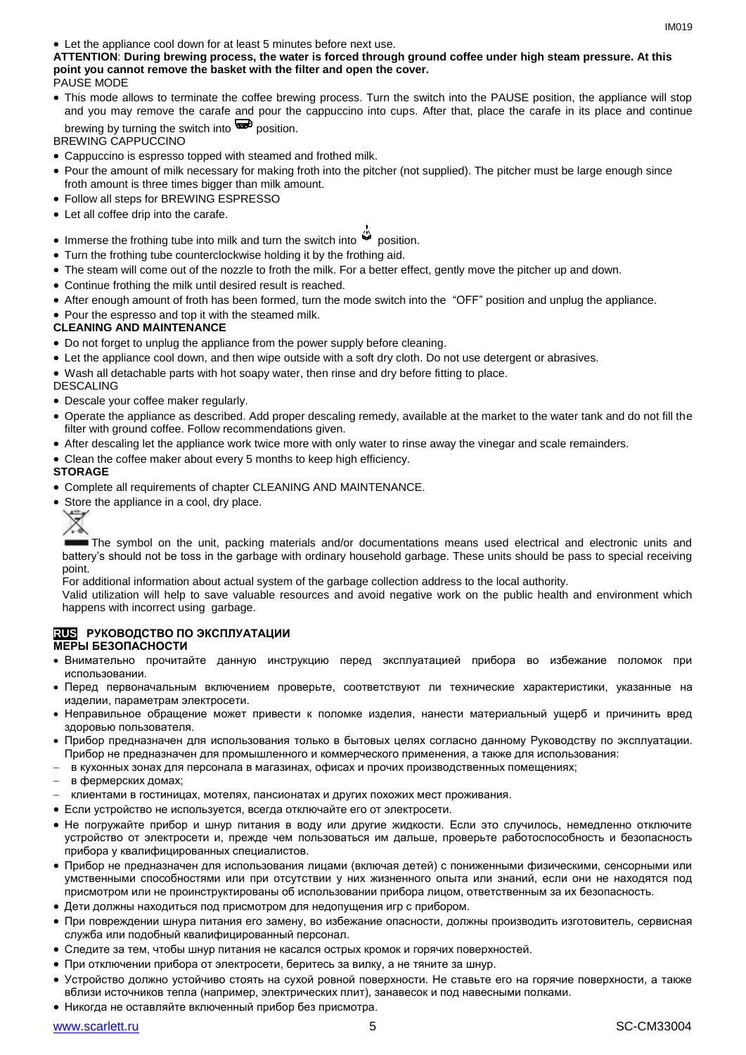- Let the appliance cool down for at least 5 minutes before next use.

**ATTENTION**: **During brewing process, the water is forced through ground coffee under high steam pressure. At this point you cannot remove the basket with the filter and open the cover.**

PAUSE MODE

- This mode allows to terminate the coffee brewing process. Turn the switch into the PAUSE position, the appliance will stop and you may remove the carafe and pour the cappuccino into cups. After that, place the carafe in its place and continue brewing by turning the switch into position.

BREWING CAPPUCCINO

- Cappuccino is espresso topped with steamed and frothed milk.
- Pour the amount of milk necessary for making froth into the pitcher (not supplied). The pitcher must be large enough since froth amount is three times bigger than milk amount.
- Follow all steps for BREWING ESPRESSO
- Let all coffee drip into the carafe.
- Immerse the frothing tube into milk and turn the switch into position.
- Turn the frothing tube counterclockwise holding it by the frothing aid.
- The steam will come out of the nozzle to froth the milk. For a better effect, gently move the pitcher up and down.
- Continue frothing the milk until desired result is reached.
- After enough amount of froth has been formed, turn the mode switch into the "OFF" position and unplug the appliance.
- Pour the espresso and top it with the steamed milk.

**CLEANING AND MAINTENANCE**

- Do not forget to unplug the appliance from the power supply before cleaning.
- Let the appliance cool down, and then wipe outside with a soft dry cloth. Do not use detergent or abrasives.
- Wash all detachable parts with hot soapy water, then rinse and dry before fitting to place.

DESCALING

- Descale your coffee maker regularly.
- Operate the appliance as described. Add proper descaling remedy, available at the market to the water tank and do not fill the filter with ground coffee. Follow recommendations given.
- After descaling let the appliance work twice more with only water to rinse away the vinegar and scale remainders.
- Clean the coffee maker about every 5 months to keep high efficiency.

**STORAGE**

- Complete all requirements of chapter CLEANING AND MAINTENANCE.
- Store the appliance in a cool, dry place.

The symbol on the unit, packing materials and/or documentations means used electrical and electronic units and battery's should not be toss in the garbage with ordinary household garbage. These units should be pass to special receiving point.

For additional information about actual system of the garbage collection address to the local authority.

Valid utilization will help to save valuable resources and avoid negative work on the public health and environment which happens with incorrect using garbage.

## RUS РУКОВОДСТВО ПО ЭКСПЛУАТАЦИИ

**МЕРЫ БЕЗОПАСНОСТИ**

- Внимательно прочитайте данную инструкцию перед эксплуатацией прибора во избежание поломок при использовании.
- Перед первоначальным включением проверьте, соответствуют ли технические характеристики, указанные на изделии, параметрам электросети.
- Неправильное обращение может привести к поломке изделия, нанести материальный ущерб и причинить вред здоровью пользователя.
- Прибор предназначен для использования только в бытовых целях согласно данному Руководству по эксплуатации. Прибор не предназначен для промышленного и коммерческого применения, а также для использования:
  - в кухонных зонах для персонала в магазинах, офисах и прочих производственных помещениях;
  - в фермерских домах;
  - клиентами в гостиницах, мотелях, пансионатах и других похожих мест проживания.
- Если устройство не используется, всегда отключайте его от электросети.
- Не погружайте прибор и шнур питания в воду или другие жидкости. Если это случилось, немедленно отключите устройство от электросети и, прежде чем пользоваться им дальше, проверьте работоспособность и безопасность прибора у квалифицированных специалистов.
- Прибор не предназначен для использования лицами (включая детей) с пониженными физическими, сенсорными или умственными способностями или при отсутствии у них жизненного опыта или знаний, если они не находятся под присмотром или не проинструктированы об использовании прибора лицом, ответственным за их безопасность.
- Дети должны находиться под присмотром для недопущения игр с прибором.
- При повреждении шнура питания его замену, во избежание опасности, должны производить изготовитель, сервисная служба или подобный квалифицированный персонал.
- Следите за тем, чтобы шнур питания не касался острых кромок и горячих поверхностей.
- При отключении прибора от электросети, беритесь за вилку, а не тяните за шнур.
- Устройство должно устойчиво стоять на сухой ровной поверхности. Не ставьте его на горячие поверхности, а также вблизи источников тепла (например, электрических плит), занавесок и под навесными полками.
- Никогда не оставляйте включенный прибор без присмотра.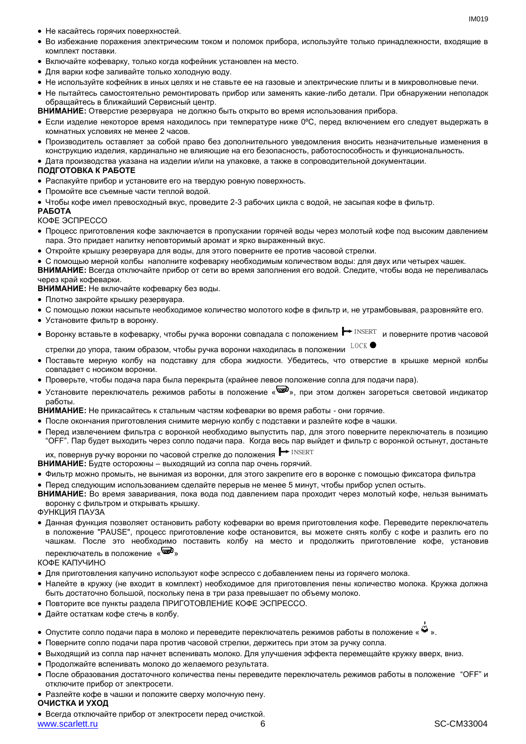- Не касайтесь горячих поверхностей.
- Во избежание поражения электрическим током и поломок прибора, используйте только принадлежности, входящие в комплект поставки.
- Включайте кофеварку, только когда кофейник установлен на место.
- Для варки кофе заливайте только холодную воду.
- Не используйте кофейник в иных целях и не ставьте ее на газовые и электрические плиты и в микроволновые печи.
- Не пытайтесь самостоятельно ремонтировать прибор или заменять какие-либо детали. При обнаружении неполадок обращайтесь в ближайший Сервисный центр.

**ВНИМАНИЕ:** Отверстие резервуара не должно быть открыто во время использования прибора.

- Если изделие некоторое время находилось при температуре ниже 0ºC, перед включением его следует выдержать в комнатных условиях не менее 2 часов.
- Производитель оставляет за собой право без дополнительного уведомления вносить незначительные изменения в конструкцию изделия, кардинально не влияющие на его безопасность, работоспособность и функциональность.
- Дата производства указана на изделии и/или на упаковке, а также в сопроводительной документации.

**ПОДГОТОВКА К РАБОТЕ**

- Распакуйте прибор и установите его на твердую ровную поверхность.
- Промойте все съемные части теплой водой.
- Чтобы кофе имел превосходный вкус, проведите 2-3 рабочих цикла с водой, не засыпая кофе в фильтр.

**РАБОТА**

КОФЕ ЭСПРЕССО

- Процесс приготовления кофе заключается в пропускании горячей воды через молотый кофе под высоким давлением пара. Это придает напитку неповторимый аромат и ярко выраженный вкус.
- Откройте крышку резервуара для воды, для этого поверните ее против часовой стрелки.
- С помощью мерной колбы наполните кофеварку необходимым количеством воды: для двух или четырех чашек.

**ВНИМАНИЕ:** Всегда отключайте прибор от сети во время заполнения его водой. Следите, чтобы вода не переливалась через край кофеварки.

**ВНИМАНИЕ:** Не включайте кофеварку без воды.

- Плотно закройте крышку резервуара.
- С помощью ложки насыпьте необходимое количество молотого кофе в фильтр и, не утрамбовывая, разровняйте его.
- Установите фильтр в воронку.
- Воронку вставьте в кофеварку, чтобы ручка воронки совпадала с положением ⟼ INSERT и поверните против часовой стрелки до упора, таким образом, чтобы ручка воронки находилась в положении LOCK ●
- Поставьте мерную колбу на подставку для сбора жидкости. Убедитесь, что отверстие в крышке мерной колбы совпадает с носиком воронки.
- Проверьте, чтобы подача пара была перекрыта (крайнее левое положение сопла для подачи пара).
- Установите переключатель режимов работы в положение «☕», при этом должен загореться световой индикатор работы.

**ВНИМАНИЕ:** Не прикасайтесь к стальным частям кофеварки во время работы - они горячие.

- После окончания приготовления снимите мерную колбу с подставки и разлейте кофе в чашки.
- Перед извлечением фильтра с воронкой необходимо выпустить пар, для этого поверните переключатель в позицию "OFF". Пар будет выходить через сопло подачи пара. Когда весь пар выйдет и фильтр с воронкой остынут, достаньте их, повернув ручку воронки по часовой стрелке до положения ⟼ INSERT

**ВНИМАНИЕ:** Будьте осторожны – выходящий из сопла пар очень горячий.

- Фильтр можно промыть, не вынимая из воронки, для этого закрепите его в воронке с помощью фиксатора фильтра
- Перед следующим использованием сделайте перерыв не менее 5 минут, чтобы прибор успел остыть.

**ВНИМАНИЕ:** Во время заваривания, пока вода под давлением пара проходит через молотый кофе, нельзя вынимать воронку с фильтром и открывать крышку.

ФУНКЦИЯ ПАУЗА

- Данная функция позволяет остановить работу кофеварки во время приготовления кофе. Переведите переключатель в положение "PAUSE", процесс приготовление кофе остановится, вы можете снять колбу с кофе и разлить его по чашкам. После это необходимо поставить колбу на место и продолжить приготовление кофе, установив переключатель в положение «☕»

КОФЕ КАПУЧИНО

- Для приготовления капучино используют кофе эспрессо с добавлением пены из горячего молока.
- Налейте в кружку (не входит в комплект) необходимое для приготовления пены количество молока. Кружка должна быть достаточно большой, поскольку пена в три раза превышает по объему молоко.
- Повторите все пункты раздела ПРИГОТОВЛЕНИЕ КОФЕ ЭСПРЕССО.
- Дайте остаткам кофе стечь в колбу.
- Опустите сопло подачи пара в молоко и переведите переключатель режимов работы в положение «♨».
- Поверните сопло подачи пара против часовой стрелки, держитесь при этом за ручку сопла.
- Выходящий из сопла пар начнет вспенивать молоко. Для улучшения эффекта перемещайте кружку вверх, вниз.
- Продолжайте вспенивать молоко до желаемого результата.
- После образования достаточного количества пены переведите переключатель режимов работы в положение "OFF" и отключите прибор от электросети.
- Разлейте кофе в чашки и положите сверху молочную пену.

**ОЧИСТКА И УХОД**

- Всегда отключайте прибор от электросети перед очисткой.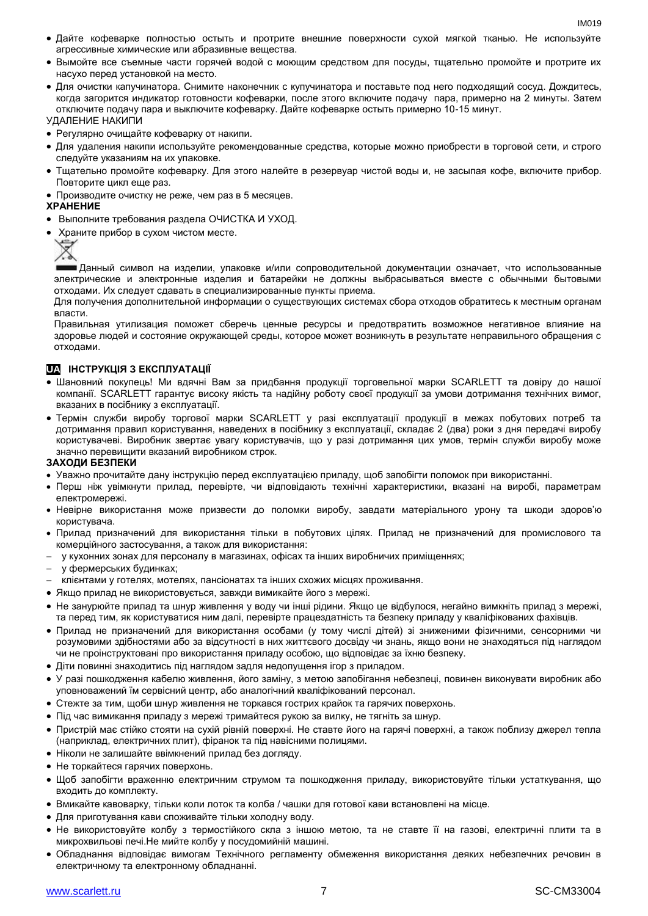- Дайте кофеварке полностью остыть и протрите внешние поверхности сухой мягкой тканью. Не используйте агрессивные химические или абразивные вещества.
- Вымойте все съемные части горячей водой с моющим средством для посуды, тщательно промойте и протрите их насухо перед установкой на место.
- Для очистки капучинатора. Снимите наконечник с капучинатора и поставьте под него подходящий сосуд. Дождитесь, когда загорится индикатор готовности кофеварки, после этого включите подачу пара, примерно на 2 минуты. Затем отключите подачу пара и выключите кофеварку. Дайте кофеварке остыть примерно 10-15 минут.

УДАЛЕНИЕ НАКИПИ

- Регулярно очищайте кофеварку от накипи.
- Для удаления накипи используйте рекомендованные средства, которые можно приобрести в торговой сети, и строго следуйте указаниям на их упаковке.
- Тщательно промойте кофеварку. Для этого налейте в резервуар чистой воды и, не засыпая кофе, включите прибор. Повторите цикл еще раз.
- Производите очистку не реже, чем раз в 5 месяцев.

**ХРАНЕНИЕ**

- Выполните требования раздела ОЧИСТКА И УХОД.
- Храните прибор в сухом чистом месте.

Данный символ на изделии, упаковке и/или сопроводительной документации означает, что использованные электрические и электронные изделия и батарейки не должны выбрасываться вместе с обычными бытовыми отходами. Их следует сдавать в специализированные пункты приема.

Для получения дополнительной информации о существующих системах сбора отходов обратитесь к местным органам власти.

Правильная утилизация поможет сберечь ценные ресурсы и предотвратить возможное негативное влияние на здоровье людей и состояние окружающей среды, которое может возникнуть в результате неправильного обращения с отходами.

## UA ІНСТРУКЦІЯ З ЕКСПЛУАТАЦІЇ

- Шановний покупець! Ми вдячні Вам за придбання продукції торговельної марки SCARLETT та довіру до нашої компанії. SCARLETT гарантує високу якість та надійну роботу своєї продукції за умови дотримання технічних вимог, вказаних в посібнику з експлуатації.
- Термін служби виробу торгової марки SCARLETT у разі експлуатації продукції в межах побутових потреб та дотримання правил користування, наведених в посібнику з експлуатації, складає 2 (два) роки з дня передачі виробу користувачеві. Виробник звертає увагу користувачів, що у разі дотримання цих умов, термін служби виробу може значно перевищити вказаний виробником строк.

**ЗАХОДИ БЕЗПЕКИ**

- Уважно прочитайте дану інструкцію перед експлуатацією приладу, щоб запобігти поломок при використанні.
- Перш ніж увімкнути прилад, перевірте, чи відповідають технічні характеристики, вказані на виробі, параметрам електромережі.
- Невірне використання може призвести до поломки виробу, завдати матеріального урону та шкоди здоров'ю користувача.
- Прилад призначений для використання тільки в побутових цілях. Прилад не призначений для промислового та комерційного застосування, а також для використання:
  - у кухонних зонах для персоналу в магазинах, офісах та інших виробничих приміщеннях;
  - у фермерських будинках;
  - клієнтами у готелях, мотелях, пансіонатах та інших схожих місцях проживання.
- Якщо прилад не використовується, завжди вимикайте його з мережі.
- Не занурюйте прилад та шнур живлення у воду чи інші рідини. Якщо це відбулося, негайно вимкніть прилад з мережі, та перед тим, як користуватися ним далі, перевірте працездатність та безпеку приладу у кваліфікованих фахівців.
- Прилад не призначений для використання особами (у тому числі дітей) зі зниженими фізичними, сенсорними чи розумовими здібностями або за відсутності в них життєвого досвіду чи знань, якщо вони не знаходяться під наглядом чи не проінструктовані про використання приладу особою, що відповідає за їхню безпеку.
- Діти повинні знаходитись під наглядом задля недопущення ігор з приладом.
- У разі пошкодження кабелю живлення, його заміну, з метою запобігання небезпеці, повинен виконувати виробник або уповноважений їм сервісний центр, або аналогічний кваліфікований персонал.
- Стежте за тим, щоби шнур живлення не торкався гострих крайок та гарячих поверхонь.
- Під час вимикання приладу з мережі тримайтеся рукою за вилку, не тягніть за шнур.
- Пристрій має стійко стояти на сухій рівній поверхні. Не ставте його на гарячі поверхні, а також поблизу джерел тепла (наприклад, електричних плит), фіранок та під навісними полицями.
- Ніколи не залишайте ввімкнений прилад без догляду.
- Не торкайтеся гарячих поверхонь.
- Щоб запобігти враженню електричним струмом та пошкодження приладу, використовуйте тільки устаткування, що входить до комплекту.
- Вмикайте кавоварку, тільки коли лоток та колба / чашки для готової кави встановлені на місце.
- Для приготування кави споживайте тільки холодну воду.
- Не використовуйте колбу з термостійкого скла з іншою метою, та не ставте її на газові, електричні плити та в микрохвильові печі.Не мийте колбу у посудомийній машині.
- Обладнання відповідає вимогам Технічного регламенту обмеження використання деяких небезпечних речовин в електричному та електронному обладнанні.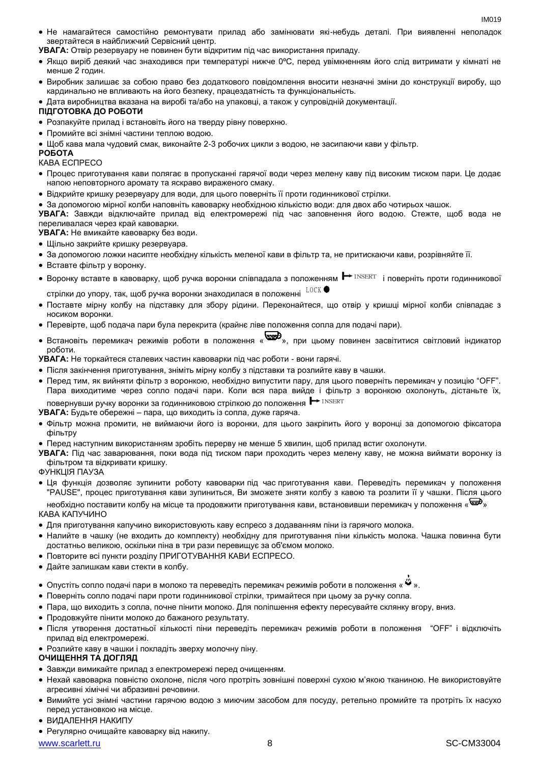- Не намагайтеся самостійно ремонтувати прилад або замінювати які-небудь деталі. При виявленні неполадок звертайтеся в найближчий Сервісний центр.

**УВАГА:** Отвір резервуару не повинен бути відкритим під час використання приладу.

- Якщо виріб деякий час знаходився при температурі нижче 0ºC, перед увімкненням його слід витримати у кімнаті не менше 2 годин.
- Виробник залишає за собою право без додаткового повідомлення вносити незначні зміни до конструкції виробу, що кардинально не впливають на його безпеку, працездатність та функціональність.
- Дата виробництва вказана на виробі та/або на упаковці, а також у супровідній документації.

**ПІДГОТОВКА ДО РОБОТИ**

- Розпакуйте прилад і встановіть його на тверду рівну поверхню.
- Промийте всі знімні частини теплою водою.
- Щоб кава мала чудовий смак, виконайте 2-3 робочих цикли з водою, не засипаючи кави у фільтр.

**РОБОТА**

КАВА ЕСПРЕСО

- Процес приготування кави полягає в пропусканні гарячої води через мелену каву під високим тиском пари. Це додає напою неповторного аромату та яскраво вираженого смаку.
- Відкрийте кришку резервуару для води, для цього поверніть її проти годинникової стрілки.
- За допомогою мірної колби наповніть кавоварку необхідною кількістю води: для двох або чотирьох чашок.

**УВАГА:** Завжди відключайте прилад від електромережі під час заповнення його водою. Стежте, щоб вода не переливалася через край кавоварки.

**УВАГА:** Не вмикайте кавоварку без води.

- Щільно закрийте кришку резервуара.
- За допомогою ложки насипте необхідну кількість меленої кави в фільтр та, не притискаючи кави, розрівняйте її.
- Вставте фільтр у воронку.
- Воронку вставте в кавоварку, щоб ручка воронки співпадала з положенням INSERT і поверніть проти годинникової стрілки до упору, так, щоб ручка воронки знаходилася в положенні LOCK
- Поставте мірну колбу на підставку для збору рідини. Переконайтеся, що отвір у кришці мірної колби співпадає з носиком воронки.
- Перевірте, щоб подача пари була перекрита (крайнє ліве положення сопла для подачі пари).
- Встановіть перемикач режимів роботи в положення «», при цьому повинен засвітитися світловий індикатор роботи.

**УВАГА:** Не торкайтеся сталевих частин кавоварки під час роботи - вони гарячі.

- Після закінчення приготування, зніміть мірну колбу з підставки та розлийте каву в чашки.
- Перед тим, як вийняти фільтр з воронкою, необхідно випустити пару, для цього поверніть перемикач у позицію "OFF". Пара виходитиме через сопло подачі пари. Коли вся пара вийде і фільтр з воронкою охолонуть, дістаньте їх, повернувши ручку воронки за годинниковою стрілкою до положення INSERT

**УВАГА:** Будьте обережні – пара, що виходить із сопла, дуже гаряча.

- Фільтр можна промити, не виймаючи його із воронки, для цього закріпіть його у воронці за допомогою фіксатора фільтру
- Перед наступним використанням зробіть перерву не менше 5 хвилин, щоб прилад встиг охолонути.

**УВАГА:** Під час заварювання, поки вода під тиском пари проходить через мелену каву, не можна виймати воронку із фільтром та відкривати кришку.

ФУНКЦІЯ ПАУЗА

- Ця функція дозволяє зупинити роботу кавоварки під час приготування кави. Переведіть перемикач у положення "PAUSE", процес приготування кави зупиниться, Ви зможете зняти колбу з кавою та розлити її у чашки. Після цього необхідно поставити колбу на місце та продовжити приготування кави, встановивши перемикач у положення «»

КАВА КАПУЧИНО

- Для приготування капучино використовують каву еспресо з додаванням піни із гарячого молока.
- Налийте в чашку (не входить до комплекту) необхідну для приготування піни кількість молока. Чашка повинна бути достатньо великою, оскільки піна в три рази перевищує за об'ємом молоко.
- Повторите всі пункти розділу ПРИГОТУВАННЯ КАВИ ЕСПРЕСО.
- Дайте залишкам кави стекти в колбу.
- Опустіть сопло подачі пари в молоко та переведіть перемикач режимів роботи в положення «».
- Поверніть сопло подачі пари проти годинникової стрілки, тримайтеся при цьому за ручку сопла.
- Пара, що виходить з сопла, почне пінити молоко. Для поліпшення ефекту пересувайте склянку вгору, вниз.
- Продовжуйте пінити молоко до бажаного результату.
- Після утворення достатньої кількості піни переведіть перемикач режимів роботи в положення "OFF" і відключіть прилад від електромережі.
- Розлийте каву в чашки і покладіть зверху молочну піну.

**ОЧИЩЕННЯ ТА ДОГЛЯД**

- Завжди вимикайте прилад з електромережі перед очищенням.
- Нехай кавоварка повністю охолоне, після чого протріть зовнішні поверхні сухою м'якою тканиною. Не використовуйте агресивні хімічні чи абразивні речовини.
- Вимийте усі знімні частини гарячою водою з миючим засобом для посуду, ретельно промийте та протріть їх насухо перед установкою на місце.
- ВИДАЛЕННЯ НАКИПУ
- Регулярно очищайте кавоварку від накипу.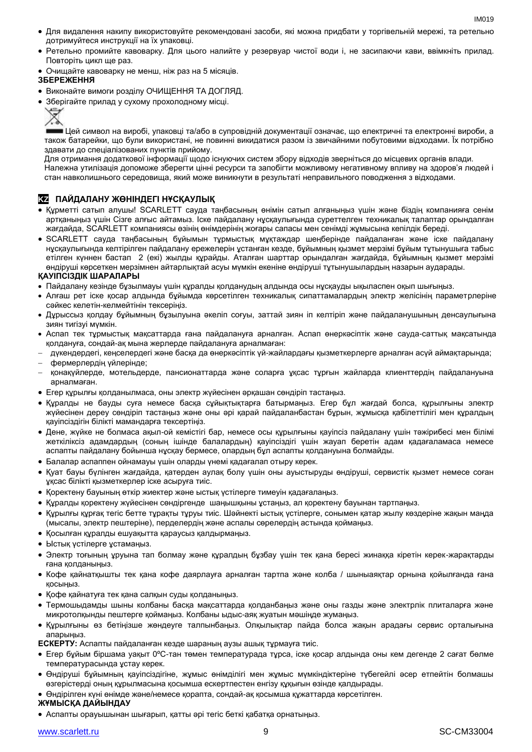- Для видалення накипу використовуйте рекомендовані засоби, які можна придбати у торгівельній мережі, та ретельно дотримуйтеся инструкції на їх упаковці.
- Ретельно промийте кавоварку. Для цього налийте у резервуар чистої води і, не засипаючи кави, ввімкніть прилад. Повторіть цикл ще раз.
- Очищайте кавоварку не менш, ніж раз на 5 місяців.

**ЗБЕРЕЖЕННЯ**

- Виконайте вимоги розділу ОЧИЩЕННЯ ТА ДОГЛЯД.
- Зберігайте прилад у сухому прохолодному місці.

Цей символ на виробі, упаковці та/або в супровідній документації означає, що електричні та електронні вироби, а також батарейки, що були використані, не повинні викидатися разом із звичайними побутовими відходами. Їх потрібно здавати до спеціалізованих пунктів прийому.

Для отримання додаткової інформації щодо існуючих систем збору відходів зверніться до місцевих органів влади.

Належна утилізація допоможе зберегти цінні ресурси та запобігти можливому негативному впливу на здоров'я людей і стан навколишнього середовища, який може виникнути в результаті неправильного поводження з відходами.

## KZ ПАЙДАЛАНУ ЖӨНІНДЕГІ НҰСҚАУЛЫҚ

- Құрметті сатып алушы! SCARLETT сауда таңбасының өнімін сатып алғаныңыз үшін және біздің компанияға сенім артқаныңыз үшін Сізге алғыс айтамыз. Іске пайдалану нұсқаулығында суреттелген техникалық талаптар орындалған жағдайда, SCARLETT компаниясы өзінің өнімдерінің жоғары сапасы мен сенімді жұмысына кепілдік береді.
- SCARLETT сауда таңбасының бұйымын тұрмыстық мұқтаждар шеңберінде пайдаланған және іске пайдалану нұсқаулығында келтірілген пайдалану ережелерін ұстанған кезде, бұйымның қызмет мерзімі бұйым тұтынушыға табыс етілген күннен бастап 2 (екі) жылды құрайды. Аталған шарттар орындалған жағдайда, бұйымның қызмет мерзімі өндіруші көрсеткен мерзімнен айтарлықтай асуы мүмкін екеніне өндіруші тұтынушылардың назарын аударады.

**ҚАУІПСІЗДІК ШАРАЛАРЫ**

- Пайдалану кезінде бұзылмауы үшін құралды қолданудың алдында осы нұсқауды ықыласпен оқып шығыңыз.
- Алғаш рет іске қосар алдында бұйымда көрсетілген техникалық сипаттамалардың электр желісінің параметрлеріне сәйкес келетін-келмейтінін тексеріңіз.
- Дұрыссыз қолдау бұйымның бұзылуына әкеліп соғуы, заттай зиян іп келтіріп және пайдаланушының денсаулығына зиян тигізуі мүмкін.
- Аспап тек тұрмыстық мақсаттарда ғана пайдалануға арналған. Аспап өнеркәсіптік және сауда-саттық мақсатында қолдануға, сондай-ақ мына жерлерде пайдалануға арналмаған:
  - дүкендердегі, кеңселердегі және басқа да өнеркәсіптік үй-жайлардағы қызметкерлерге арналған асүй аймақтарында;
  - фермерлердің үйлерінде;
  - қонақүйлерде, мотельдерде, пансионаттарда және соларға ұқсас тұрғын жайларда клиенттердің пайдалануына арналмаған.
- Егер құрылғы қолданылмаса, оны электр жүйесінен әрқашан сөндіріп тастаңыз.
- Құралды не бауды суға немесе басқа сұйықтықтарға батырмаңыз. Егер бұл жағдай болса, құрылғыны электр жүйесінен дереу сөндіріп тастаңыз және оны әрі қарай пайдаланбастан бұрын, жұмысқа қабілеттілігі мен құралдың қауіпсіздігін білікті мамандарға тексертіңіз.
- Дене, жүйке не болмаса ақыл-ой кемістігі бар, немесе осы құрылғыны қауіпсіз пайдалану үшін тәжірибесі мен білімі жеткіліксіз адамдардың (соның ішінде балалардың) қауіпсіздігі үшін жауап беретін адам қадағаламаса немесе аспапты пайдалану бойынша нұсқау бермесе, олардың бұл аспапты қолдануына болмайды.
- Балалар аспаппен ойнамауы үшін оларды үнемі қадағалап отыру керек.
- Қуат бауы бүлінген жағдайда, қатерден аулақ болу үшін оны ауыстыруды өндіруші, сервистік қызмет немесе соған ұқсас білікті қызметкерлер іске асыруға тиіс.
- Қоректену бауының өткір жиектер және ыстық үстілерге тимеуін қадағалаңыз.
- Құралды қоректену жүйесінен сөндіргенде шаңышқыны ұстаңыз, ал қоректену бауынан тартпаңыз.
- Құрылғы құрғақ тегіс бетте тұрақты тұруы тиіс. Шәйнекті ыстық үстілерге, сонымен қатар жылу көздеріне жақын маңда (мысалы, электр пештеріне), перделердің және аспалы сөрелердің астында қоймаңыз.
- Қосылған құралды ешуақытта қараусыз қалдырмаңыз.
- Ыстық үстілерге ұстамаңыз.
- Электр тоғының ұруына тап болмау және құралдың бұзбау үшін тек қана бересі жинаққа кіретін керек-жарақтарды ғана қолданыңыз.
- Кофе қайнатқышты тек қана кофе даярлауға арналған тартпа және колба / шыныаяқтар орнына қойылғанда ғана қосыңыз.
- Кофе қайнатуға тек қана салқын суды қолданыңыз.
- Термошыдамды шыны колбаны басқа мақсаттарда қолданбаңыз және оны газды және электрлік плиталарға және микротолқынды пештерге қоймаңыз. Колбаны ыдыс-аяқ жуатын мәшіңде жумаңыз.
- Құрылғыны өз бетіңізше жөндеуге талпынбаңыз. Олқылықтар пайда болса жақын арадағы сервис орталығына апарыңыз.

**ЕСКЕРТУ:** Аспапты пайдаланған кезде шараның аузы ашық тұрмауға тиіс.

- Егер бұйым біршама уақыт 0ºC-тан төмен температурада тұрса, іске қосар алдында оны кем дегенде 2 сағат бөлме температурасында ұстау керек.
- Өндіруші бұйымның қауіпсіздігіне, жұмыс өнімділігі мен жұмыс мүмкіндіктеріне түбегейлі әсер етпейтін болмашы өзгерістерді оның құрылмасына қосымша ескертпестен енгізу құқығын өзінде қалдырады.
- Өндірілген күні өнімде және/немесе қорапта, сондай-ақ қосымша құжаттарда көрсетілген.

**ЖҰМЫСҚА ДАЙЫНДАУ**

- Аспапты ораушысынан шығарып, қатты әрі тегіс беткі қабатқа орнатыңыз.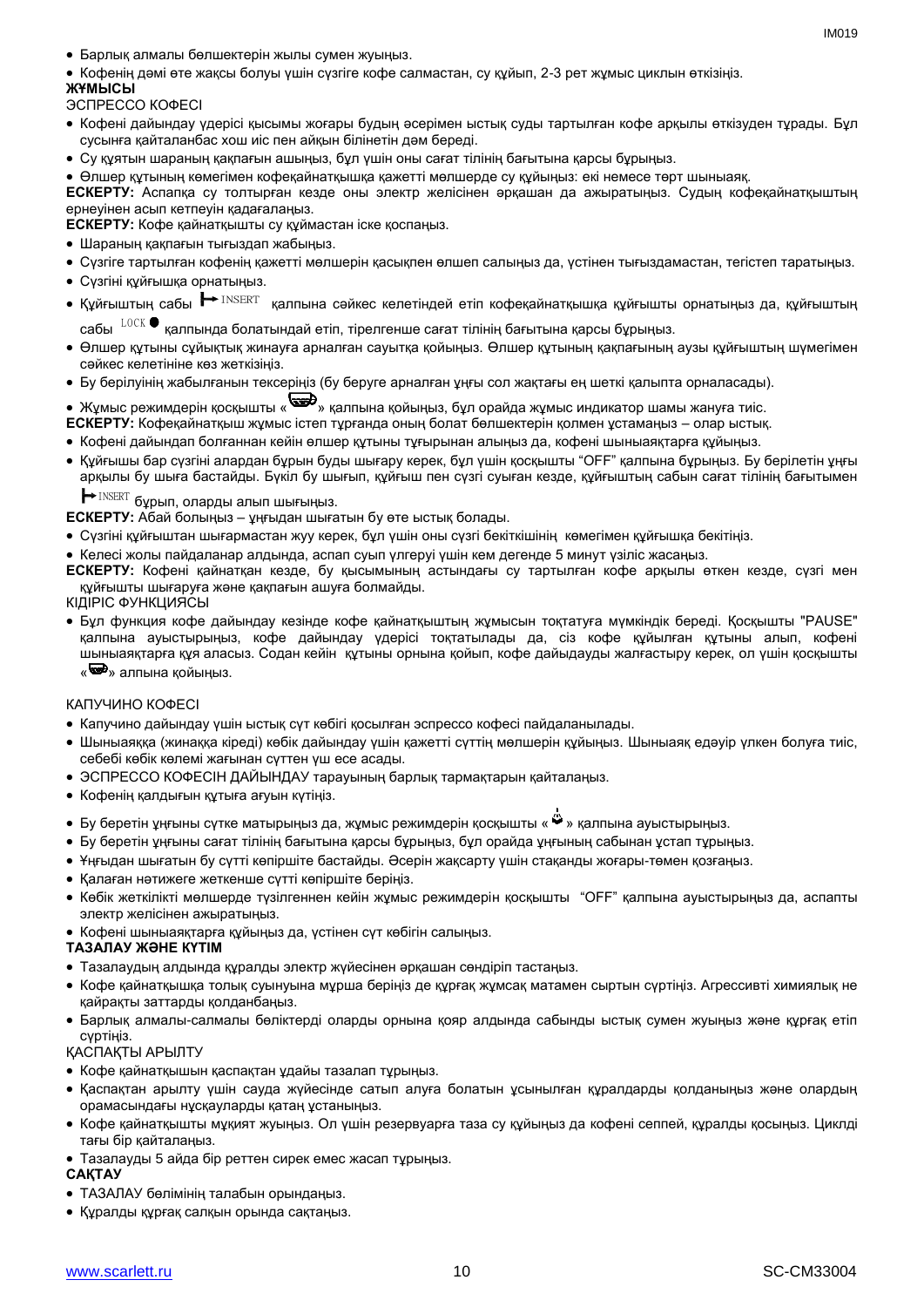- Барлық алмалы бөлшектерін жылы сумен жуыңыз.
- Кофенің дәмі өте жақсы болуы үшін сүзгіге кофе салмастан, су құйып, 2-3 рет жұмыс циклын өткізіңіз.

**ЖҰМЫСЫ**

ЭСПРЕССО КОФЕСІ

- Кофені дайындау үдерісі қысымы жоғары будың әсерімен ыстық суды тартылған кофе арқылы өткізуден тұрады. Бұл сусынға қайталанбас хош иіс пен айқын білінетін дәм береді.
- Су құятын шараның қақпағын ашыңыз, бұл үшін оны сағат тілінің бағытына қарсы бұрыңыз.
- Өлшер құтының көмегімен кофеқайнатқышқа қажетті мөлшерде су құйыңыз: екі немесе төрт шыныаяқ.

**ЕСКЕРТУ:** Аспапқа су толтырған кезде оны электр желісінен әрқашан да ажыратыңыз. Судың кофеқайнатқыштың ернеуінен асып кетпеуін қадағалаңыз.

**ЕСКЕРТУ:** Кофе қайнатқышты су құймастан іске қоспаңыз.

- Шараның қақпағын тығыздап жабыңыз.
- Сүзгіге тартылған кофенің қажетті мөлшерін қасықпен өлшеп салыңыз да, үстінен тығыздамастан, тегістеп таратыңыз.
- Сүзгіні құйғышқа орнатыңыз.
- Құйғыштың сабы INSERT қалпына сәйкес келетіндей етіп кофеқайнатқышқа құйғышты орнатыңыз да, құйғыштың сабы LOCK қалпында болатындай етіп, тірелгенше сағат тілінің бағытына қарсы бұрыңыз.
- Өлшер құтыны сұйықтық жинауға арналған сауытқа қойыңыз. Өлшер құтының қақпағының аузы құйғыштың шүмегімен сәйкес келетініне көз жеткізіңіз.
- Бу берілуінің жабылғанын тексеріңіз (бу беруге арналған ұңғы сол жақтағы ең шеткі қалыпта орналасады).
- Жұмыс режимдерін қосқышты «☕» қалпына қойыңыз, бұл орайда жұмыс индикатор шамы жануға тиіс.

**ЕСКЕРТУ:** Кофеқайнатқыш жұмыс істеп тұрғанда оның болат бөлшектерін қолмен ұстамаңыз – олар ыстық.

- Кофені дайындап болғаннан кейін өлшер құтыны тұғырынан алыңыз да, кофені шыныаяқтарға құйыңыз.
- Құйғышы бар сүзгіні алардан бұрын буды шығару керек, бұл үшін қосқышты "OFF" қалпына бұрыңыз. Бу берілетін ұңғы арқылы бу шыға бастайды. Бүкіл бу шығып, құйғыш пен сүзгі суыған кезде, құйғыштың сабын сағат тілінің бағытымен INSERT бұрып, оларды алып шығыңыз.

**ЕСКЕРТУ:** Абай болыңыз – ұңғыдан шығатын бу өте ыстық болады.

- Сүзгіні құйғыштан шығармастан жуу керек, бұл үшін оны сүзгі бекіткішінің көмегімен құйғышқа бекітіңіз.
- Келесі жолы пайдаланар алдында, аспап суып үлгеруі үшін кем дегенде 5 минут үзіліс жасаңыз.

**ЕСКЕРТУ:** Кофені қайнатқан кезде, бу қысымының астындағы су тартылған кофе арқылы өткен кезде, сүзгі мен құйғышты шығаруға және қақпағын ашуға болмайды.

КІДІРІС ФУНКЦИЯСЫ

- Бұл функция кофе дайындау кезінде кофе қайнатқыштың жұмысын тоқтатуға мүмкіндік береді. Қосқышты "PAUSE" қалпына ауыстырыңыз, кофе дайындау үдерісі тоқтатылады да, сіз кофе құйылған құтыны алып, кофені шыныаяқтарға құя аласыз. Содан кейін құтыны орнына қойып, кофе дайдауды жалғастыру керек, ол үшін қосқышты «☕» алпына қойыңыз.

КАПУЧИНО КОФЕСІ

- Капучино дайындау үшін ыстық сүт көбігі қосылған эспрессо кофесі пайдаланылады.
- Шыныаяққа (жинаққа кіреді) көбік дайындау үшін қажетті сүттің мөлшерін құйыңыз. Шыныаяқ едәуір үлкен болуға тиіс, себебі көбік көлемі жағынан сүттен үш есе асады.
- ЭСПРЕССО КОФЕСІН ДАЙЫНДАУ тарауының барлық тармақтарын қайталаңыз.
- Кофенің қалдығын құтыға ағуын күтіңіз.
- Бу беретін ұңғыны сүтке матырыңыз да, жұмыс режимдерін қосқышты «♨» қалпына ауыстырыңыз.
- Бу беретін ұңғыны сағат тілінің бағытына қарсы бұрыңыз, бұл орайда ұңғының сабынан ұстап тұрыңыз.
- Ұңғыдан шығатын бу сүтті көпірште бастайды. Әсерін жақсарту үшін стақанды жоғары-төмен қозғаңыз.
- Қалаған нәтижеге жеткенше сүтті көпірште беріңіз.
- Көбік жеткілікті мөлшерде түзілгеннен кейін жұмыс режимдерін қосқышты "OFF" қалпына ауыстырыңыз да, аспапты электр желісінен ажыратыңыз.
- Кофені шыныаяқтарға құйыңыз да, үстінен сүт көбігін салыңыз.

**ТАЗАЛАУ ЖӘНЕ КҮТІМ**

- Тазалаудың алдында құралды электр жүйесінен әрқашан сөндіріп тастаңыз.
- Кофе қайнатқышқа толық суынуына мұрша беріңіз де құрғақ жұмсақ матамен сыртын сүртіңіз. Агрессивті химиялық не қайрақты заттарды қолданбаңыз.
- Барлық алмалы-салмалы бөліктерді оларды орнына қояр алдында сабынды ыстық сумен жуыңыз және құрғақ етіп сүртіңіз.

ҚАСПАҚТЫ АРЫЛТУ

- Кофе қайнатқышын қаспақтан ұдайы тазалап тұрыңыз.
- Қаспақтан арылту үшін сауда жүйесінде сатып алуға болатын ұсынылған құралдарды қолданыңыз және олардың орамасындағы нұсқауларды қатаң ұстаныңыз.
- Кофе қайнатқышты мұқият жуыңыз. Ол үшін резервуарға таза су құйыңыз да кофені сеппей, құралды қосыңыз. Циклді тағы бір қайталаңыз.
- Тазалауды 5 айда бір реттен сирек емес жасап тұрыңыз.

**САҚТАУ**

- ТАЗАЛАУ бөлімінің талабын орындаңыз.
- Құралды құрғақ салқын орында сақтаңыз.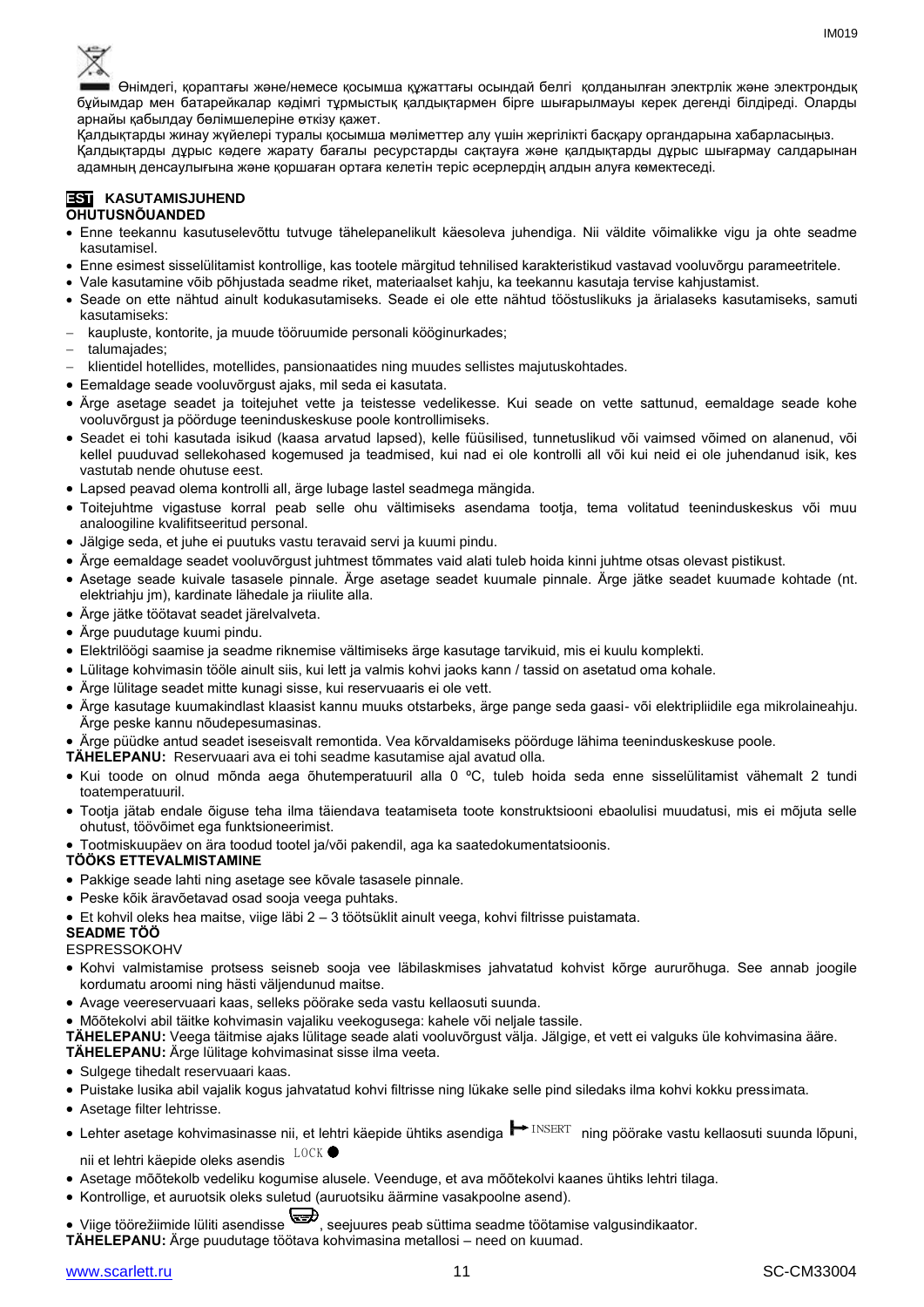Өнімдегі, қораптағы және/немесе қосымша құжаттағы осындай белгі қолданылған электрлік және электрондық бұйымдар мен батарейкалар кәдімгі тұрмыстық қалдықтармен бірге шығарылмауы керек дегенді білдіреді. Оларды арнайы қабылдау бөлімшелеріне өткізу қажет.

Қалдықтарды жинау жүйелері туралы қосымша мәліметтер алу үшін жергілікті басқару органдарына хабарласыңыз.

Қалдықтарды дұрыс кәдеге жарату бағалы ресурстарды сақтауға және қалдықтарды дұрыс шығармау салдарынан адамның денсаулығына және қоршаған ортаға келетін теріс әсерлердің алдын алуға көмектеседі.

## EST KASUTAMISJUHEND

### OHUTUSNÕUANDED

- Enne teekannu kasutuselevõttu tutvuge tähelepanelikult käesoleva juhendiga. Nii väldite võimalikke vigu ja ohte seadme kasutamisel.
- Enne esimest sisselülitamist kontrollige, kas tootele märgitud tehnilised karakteristikud vastavad vooluvõrgu parameetritele.
- Vale kasutamine võib põhjustada seadme riket, materiaalset kahju, ka teekannu kasutaja tervise kahjustamist.
- Seade on ette nähtud ainult kodukasutamiseks. Seade ei ole ette nähtud tööstuslikuks ja ärialaseks kasutamiseks, samuti kasutamiseks:
  - kaupluste, kontorite, ja muude tööruumide personali kööginurkades;
  - talumajades;
  - klientidel hotellides, motellides, pansionaatides ning muudes sellistes majutuskohtades.
- Eemaldage seade vooluvõrgust ajaks, mil seda ei kasutata.
- Ärge asetage seadet ja toitejuhet vette ja teistesse vedelikesse. Kui seade on vette sattunud, eemaldage seade kohe vooluvõrgust ja pöörduge teeninduskeskuse poole kontrollimiseks.
- Seadet ei tohi kasutada isikud (kaasa arvatud lapsed), kelle füüsilised, tunnetuslikud või vaimsed võimed on alanenud, või kellel puuduvad sellekohased kogemused ja teadmised, kui nad ei ole kontrolli all või kui neid ei ole juhendanud isik, kes vastutab nende ohutuse eest.
- Lapsed peavad olema kontrolli all, ärge lubage lastel seadmega mängida.
- Toitejuhtme vigastuse korral peab selle ohu vältimiseks asendama tootja, tema volitatud teeninduskeskus või muu analoogiline kvalifitseeritud personal.
- Jälgige seda, et juhe ei puutuks vastu teravaid servi ja kuumi pindu.
- Ärge eemaldage seadet vooluvõrgust juhtmest tõmmates vaid alati tuleb hoida kinni juhtme otsas olevast pistikust.
- Asetage seade kuivale tasasele pinnale. Ärge asetage seadet kuumale pinnale. Ärge jätke seadet kuumade kohtade (nt. elektriahju jm), kardinate lähedale ja riiulite alla.
- Ärge jätke töötavat seadet järelvalveta.
- Ärge puudutage kuumi pindu.
- Elektrilöögi saamise ja seadme riknemise vältimiseks ärge kasutage tarvikuid, mis ei kuulu komplekti.
- Lülitage kohvimasin tööle ainult siis, kui lett ja valmis kohvi jaoks kann / tassid on asetatud oma kohale.
- Ärge lülitage seadet mitte kunagi sisse, kui reservuaaris ei ole vett.
- Ärge kasutage kuumakindlast klaasist kannu muuks otstarbeks, ärge pange seda gaasi- või elektripliidile ega mikrolaineahju. Ärge peske kannu nõudepesumasinas.
- Ärge püüdke antud seadet iseseisvalt remontida. Vea kõrvaldamiseks pöörduge lähima teeninduskeskuse poole.

**TÄHELEPANU:** Reservuaari ava ei tohi seadme kasutamise ajal avatud olla.

- Kui toode on olnud mõnda aega õhutemperatuuril alla 0 ºC, tuleb hoida seda enne sisselülitamist vähemalt 2 tundi toatemperatuuril.
- Tootja jätab endale õiguse teha ilma täiendava teatamiseta toote konstruktsiooni ebaolulisi muudatusi, mis ei mõjuta selle ohutust, töövõimet ega funktsioneerimist.
- Tootmiskuupäev on ära toodud tootel ja/või pakendil, aga ka saatedokumentatsioonis.

### TÖÖKS ETTEVALMISTAMINE

- Pakkige seade lahti ning asetage see kõvale tasasele pinnale.
- Peske kõik äravõetavad osad sooja veega puhtaks.
- Et kohvil oleks hea maitse, viige läbi 2 – 3 töötsüklit ainult veega, kohvi filtrisse puistamata.

### SEADME TÖÖ

ESPRESSOKOHV

- Kohvi valmistamise protsess seisneb sooja vee läbilaskmises jahvatatud kohvist kõrge aururõhuga. See annab joogile kordumatu aroomi ning hästi väljendunud maitse.
- Avage veereservuaari kaas, selleks pöörake seda vastu kellaosuti suunda.
- Mõõtekolvi abil täitke kohvimasin vajaliku veekogusega: kahele või neljale tassile.

**TÄHELEPANU:** Veega täitmise ajaks lülitage seade alati vooluvõrgust välja. Jälgige, et vett ei valguks üle kohvimasina ääre.

**TÄHELEPANU:** Ärge lülitage kohvimasinat sisse ilma veeta.

- Sulgege tihedalt reservuaari kaas.
- Puistake lusika abil vajalik kogus jahvatatud kohvi filtrisse ning lükake selle pind siledaks ilma kohvi kokku pressimata.
- Asetage filter lehtrisse.
- Lehter asetage kohvimasinasse nii, et lehtri käepide ühtiks asendiga ⊢ INSERT ning pöörake vastu kellaosuti suunda lõpuni, nii et lehtri käepide oleks asendis LOCK ●
- Asetage mõõtekolb vedeliku kogumise alusele. Veenduge, et ava mõõtekolvi kaanes ühtiks lehtri tilaga.
- Kontrollige, et auruotsik oleks suletud (auruotsiku äärmine vasakpoolne asend).
- Viige töörežiimide lüliti asendisse ☕, seejuures peab süttima seadme töötamise valgusindikaator.

**TÄHELEPANU:** Ärge puudutage töötava kohvimasina metallosi – need on kuumad.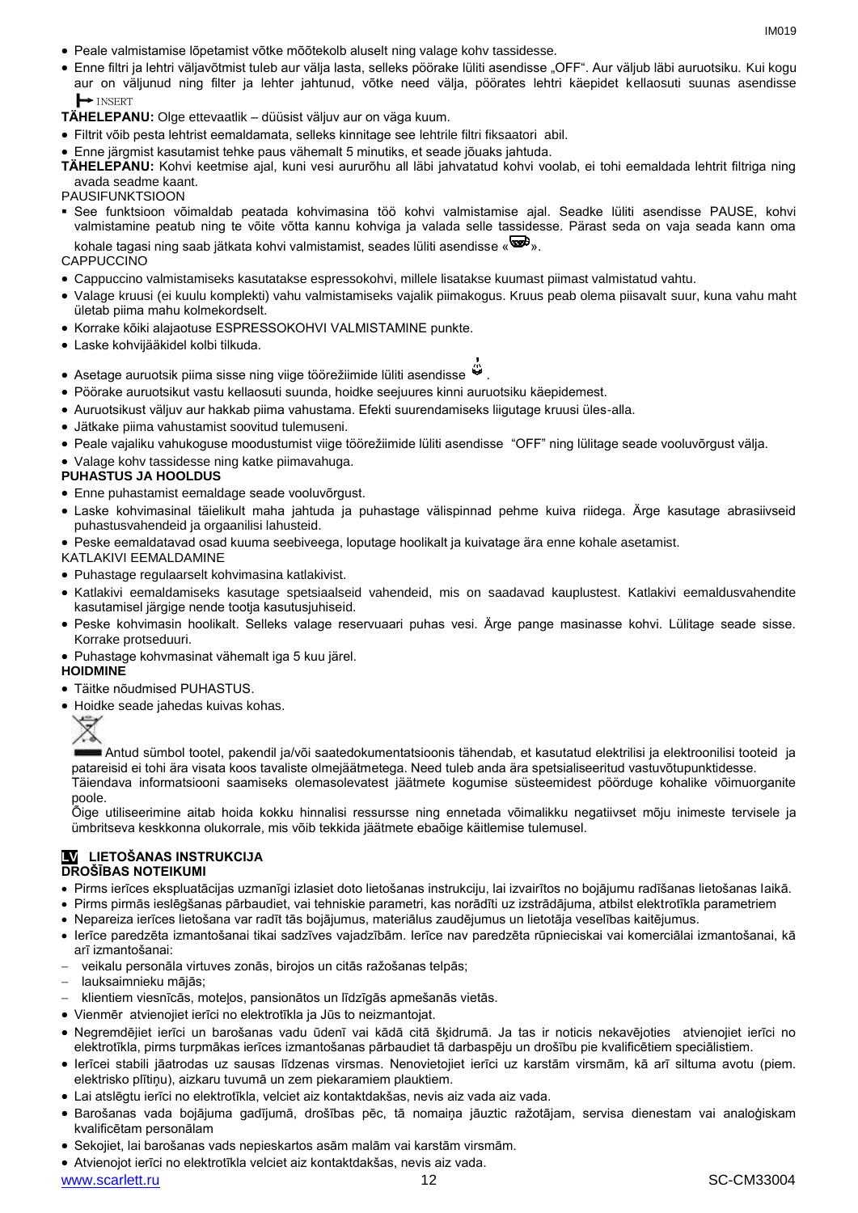- Peale valmistamise lõpetamist võtke mõõtekolb aluselt ning valage kohv tassidesse.
- Enne filtri ja lehtri väljavõtmist tuleb aur välja lasta, selleks pöörake lüliti asendisse „OFF". Aur väljub läbi auruotsiku. Kui kogu aur on väljunud ning filter ja lehter jahtunud, võtke need välja, pöörates lehtri käepidet kellaosuti suunas asendisse INSERT

**TÄHELEPANU:** Olge ettevaatlik – düüsist väljuv aur on väga kuum.

- Filtrit võib pesta lehtrist eemaldamata, selleks kinnitage see lehtrile filtri fiksaatori abil.
- Enne järgmist kasutamist tehke paus vähemalt 5 minutiks, et seade jõuaks jahtuda.

**TÄHELEPANU:** Kohvi keetmise ajal, kuni vesi aurutõhu all läbi jahvatatud kohvi voolab, ei tohi eemaldada lehtrit filtriga ning avada seadme kaant.

PAUSIFUNKTSIOON

- See funktsioon võimaldab peatada kohvimasina töö kohvi valmistamise ajal. Seadke lüliti asendisse PAUSE, kohvi valmistamine peatub ning te võite võtta kannu kohviga ja valada selle tassidesse. Pärast seda on vaja seada kann oma kohale tagasi ning saab jätkata kohvi valmistamist, seades lüliti asendisse «».

CAPPUCCINO

- Cappuccino valmistamiseks kasutatakse espressokohvi, millele lisatakse kuumast piimast valmistatud vahtu.
- Valage kruusi (ei kuulu komplekti) vahu valmistamiseks vajalik piimakogus. Kruus peab olema piisavalt suur, kuna vahu maht ületab piima mahu kolmekordselt.
- Korrake kõiki alajaotuse ESPRESSOKOHVI VALMISTAMINE punkte.
- Laske kohvijääkidel kolbi tilkuda.
- Asetage auruotsik piima sisse ning viige töörežiimide lüliti asendisse .
- Pöörake auruotsikut vastu kellaosuti suunda, hoidke seejuures kinni auruotsiku käepidemest.
- Auruotsikust väljuv aur hakkab piima vahustama. Efekti suurendamiseks liigutage kruusi üles-alla.
- Jätkake piima vahustamist soovitud tulemuseni.
- Peale vajaliku vahukoguse moodustumist viige töörežiimide lüliti asendisse "OFF" ning lülitage seade vooluvõrgust välja.
- Valage kohv tassidesse ning katke piimavahuga.

**PUHASTUS JA HOOLDUS**

- Enne puhastamist eemaldage seade vooluvõrgust.
- Laske kohvimasinal täielikult maha jahtuda ja puhastage välispinnad pehme kuiva riidega. Ärge kasutage abrasiivseid puhastusvahendeid ja orgaanilisi lahusteid.
- Peske eemaldatavad osad kuuma seebiveega, loputage hoolikalt ja kuivatage ära enne kohale asetamist.

KATLAKIVI EEMALDAMINE

- Puhastage regulaarselt kohvimasina katlakivist.
- Katlakivi eemaldamiseks kasutage spetsiaalseid vahendeid, mis on saadavad kauplustest. Katlakivi eemaldusvahendite kasutamisel järgige nende tootja kasutusjuhiseid.
- Peske kohvimasin hoolikalt. Selleks valage reservuaari puhas vesi. Ärge pange masinasse kohvi. Lülitage seade sisse. Korrake protseduuri.
- Puhastage kohvmasinat vähemalt iga 5 kuu järel.

**HOIDMINE**

- Täitke nõudmised PUHASTUS.
- Hoidke seade jahedas kuivas kohas.

Antud sümbol tootel, pakendil ja/või saatedokumentatsioonis tähendab, et kasutatud elektrilisi ja elektroonilisi tooteid ja patareisid ei tohi ära visata koos tavaliste olmejäätmetega. Need tuleb anda ära spetsialiseeritud vastuvõtupunktidesse.
Täiendava informatsiooni saamiseks olemasolevatest jäätmete kogumise süsteemidest pöörduge kohalike võimuorganite poole.
Õige utiliseerimine aitab hoida kokku hinnalisi ressursse ning ennetada võimalikku negatiivset mõju inimeste tervisele ja ümbritseva keskkonna olukorrale, mis võib tekkida jäätmete ebaõige käitlemise tulemusel.

## LV LIETOŠANAS INSTRUKCIJA

**DROŠĪBAS NOTEIKUMI**

- Pirms ierīces ekspluatācijas uzmanīgi izlasiet doto lietošanas instrukciju, lai izvairītos no bojājumu radīšanas lietošanas laikā.
- Pirms pirmās ieslēgšanas pārbaudiet, vai tehniskie parametri, kas norādīti uz izstrādājuma, atbilst elektrotīkla parametriem
- Nepareiza ierīces lietošana var radīt tās bojājumus, materiālus zaudējumus un lietotāja veselības kaitējumus.
- Ierīce paredzēta izmantošanai tikai sadzīves vajadzībām. Ierīce nav paredzēta rūpnieciskai vai komerciālai izmantošanai, kā arī izmantošanai:
  - veikalu personāla virtuves zonās, birojos un citās ražošanas telpās;
  - lauksaimnieku mājās;
  - klientiem viesnīcās, moteļos, pansionātos un līdzīgās apmešanās vietās.
- Vienmēr atvienojiet ierīci no elektrotīkla ja Jūs to neizmantojat.
- Negremdējiet ierīci un barošanas vadu ūdenī vai kādā citā šķidrumā. Ja tas ir noticis nekavējoties atvienojiet ierīci no elektrotīkla, pirms turpmākas ierīces izmantošanas pārbaudiet tā darbaspēju un drošību pie kvalificētiem speciālistiem.
- Ierīcei stabili jāatrodas uz sausas līdzenas virsmas. Nenovietojiet ierīci uz karstām virsmām, kā arī siltuma avotu (piem. elektrisko plītiņu), aizkaru tuvumā un zem piekaramiem plauktiem.
- Lai atslēgtu ierīci no elektrotīkla, velciet aiz kontaktdakšas, nevis aiz vada aiz vada.
- Barošanas vada bojājuma gadījumā, drošības pēc, tā nomaiņa jāuztic ražotājam, servisa dienestam vai analoģiskam kvalificētam personālam
- Sekojiet, lai barošanas vads nepieskartos asām malām vai karstām virsmām.
- Atvienojot ierīci no elektrotīkla velciet aiz kontaktdakšas, nevis aiz vada.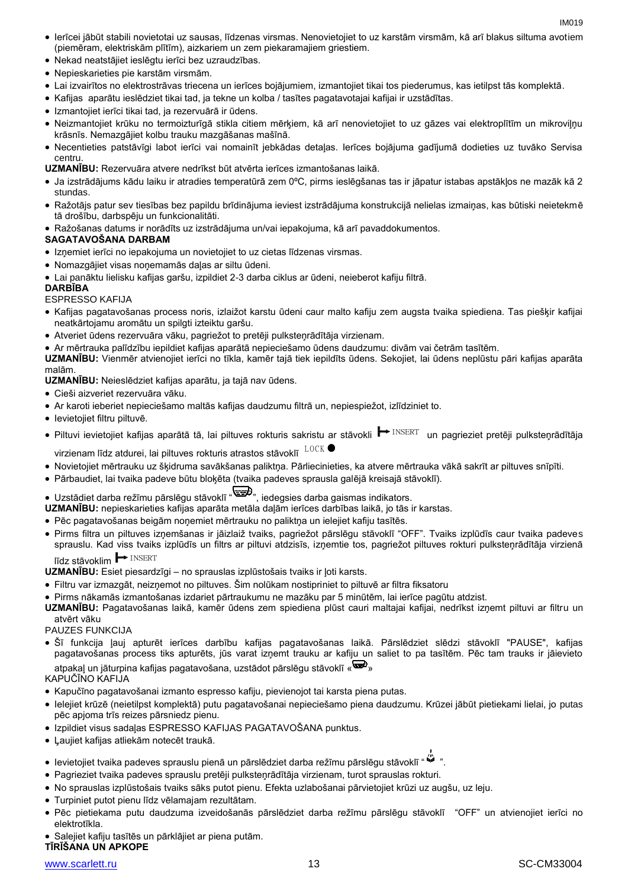- Ierīcei jābūt stabili novietotai uz sausas, līdzenas virsmas. Nenovietojiet to uz karstām virsmām, kā arī blakus siltuma avotiem (piemēram, elektriskām plītīm), aizkariem un zem piekaramajiem griestiem.
- Nekad neatstājiet ieslēgtu ierīci bez uzraudzības.
- Nepieskarieties pie karstām virsmām.
- Lai izvairītos no elektrostrāvas triecena un ierīces bojājumiem, izmantojiet tikai tos piederumus, kas ietilpst tās komplektā.
- Kafijas aparātu ieslēdziet tikai tad, ja tekne un kolba / tasītes pagatavotajai kafijai ir uzstādītas.
- Izmantojiet ierīci tikai tad, ja rezervuārā ir ūdens.
- Neizmantojiet krūku no termoizturīgā stikla citiem mērķiem, kā arī nenovietojiet to uz gāzes vai elektroplītīm un mikroviļņu krāsnīs. Nemazgājiet kolbu trauku mazgāšanas mašīnā.
- Necentieties patstāvīgi labot ierīci vai nomainīt jebkādas detaļas. Ierīces bojājuma gadījumā dodieties uz tuvāko Servisa centru.

**UZMANĪBU:** Rezervuāra atvere nedrīkst būt atvērta ierīces izmantošanas laikā.

- Ja izstrādājums kādu laiku ir atradies temperatūrā zem 0ºC, pirms ieslēgšanas tas ir jāpatur istabas apstākļos ne mazāk kā 2 stundas.
- Ražotājs patur sev tiesības bez papildu brīdinājuma ieviest izstrādājuma konstrukcijā nelielas izmaiņas, kas būtiski neietekmē tā drošību, darbspēju un funkcionalitāti.
- Ražošanas datums ir norādīts uz izstrādājuma un/vai iepakojuma, kā arī pavaddokumentos.

**SAGATAVOŠANA DARBAM**

- Izņemiet ierīci no iepakojuma un novietojiet to uz cietas līdzenas virsmas.
- Nomazgājiet visas noņemamās daļas ar siltu ūdeni.
- Lai panāktu lielisku kafijas garšu, izpildiet 2-3 darba ciklus ar ūdeni, neieberot kafiju filtrā.

**DARBĪBA**

ESPRESSO KAFIJA

- Kafijas pagatavošanas process noris, izlaižot karstu ūdeni caur malto kafiju zem augsta tvaika spiediena. Tas piešķir kafijai neatkārtojamu aromātu un spilgti izteiktu garšu.
- Atveriet ūdens rezervuāra vāku, pagriežot to pretēji pulksteņrādītāja virzienam.
- Ar mērtrauka palīdzību iepildiet kafijas aparātā nepieciešamo ūdens daudzumu: divām vai četrām tasītēm.

**UZMANĪBU:** Vienmēr atvienojiet ierīci no tīkla, kamēr tajā tiek iepildīts ūdens. Sekojiet, lai ūdens neplūstu pāri kafijas aparāta malām.

**UZMANĪBU:** Neieslēdziet kafijas aparātu, ja tajā nav ūdens.

- Cieši aizveriet rezervuāra vāku.
- Ar karoti ieberiet nepieciešamo maltās kafijas daudzumu filtrā un, nepiespiežot, izlīdziniet to.
- Ievietojiet filtru piltuvē.
- Piltuvi ievietojiet kafijas aparātā tā, lai piltuves rokturis sakristu ar stāvokli ⟼INSERT un pagrieziet pretēji pulksteņrādītāja virzienam līdz atdurei, lai piltuves rokturis atrastos stāvoklī LOCK ●
- Novietojiet mērtrauku uz šķidruma savākšanas paliktņa. Pārliecinieties, ka atvere mērtrauka vākā sakrīt ar piltuves snīpīti.
- Pārbaudiet, lai tvaika padeve būtu bloķēta (tvaika padeves sprausla galējā kreisajā stāvoklī).
- Uzstādiet darba režīmu pārslēgu stāvoklī "☕", iedegsies darba gaismas indikators.

**UZMANĪBU:** nepieskarieties kafijas aparāta metāla daļām ierīces darbības laikā, jo tās ir karstas.

- Pēc pagatavošanas beigām noņemiet mērtrauku no paliktņa un ielejiet kafiju tasītēs.
- Pirms filtra un piltuves izņemšanas ir jāizlaiž tvaiks, pagriežot pārslēgu stāvoklī "OFF". Tvaiks izplūdīs caur tvaika padeves sprauslu. Kad viss tvaiks izplūdīs un filtrs ar piltuvi atdzisīs, izņemtie tos, pagriežot piltuves rokturi pulksteņrādītāja virzienā līdz stāvoklim ⟼INSERT

**UZMANĪBU:** Esiet piesardzīgi – no sprauslas izplūstošais tvaiks ir ļoti karsts.

- Filtru var izmazgāt, neizņemot no piltuves. Šim nolūkam nostipriniet to piltuvē ar filtra fiksatoru
- Pirms nākamās izmantošanas izdariet pārtraukumu ne mazāku par 5 minūtēm, lai ierīce pagūtu atdzist.

**UZMANĪBU:** Pagatavošanas laikā, kamēr ūdens zem spiediena plūst cauri maltajai kafijai, nedrīkst izņemt piltuvi ar filtru un atvērt vāku

PAUZES FUNKCIJA

- Šī funkcija ļauj apturēt ierīces darbību kafijas pagatavošanas laikā. Pārslēdziet slēdzi stāvoklī "PAUSE", kafijas pagatavošanas process tiks apturēts, jūs varat izņemt trauku ar kafiju un saliet to pa tasītēm. Pēc tam trauks ir jāievieto atpakaļ un jāturpina kafijas pagatavošana, uzstādot pārslēgu stāvoklī «☕»

KAPUČĪNO KAFIJA

- Kapučīno pagatavošanai izmanto espresso kafiju, pievienojot tai karsta piena putas.
- Ielejiet krūzē (neietilpst komplektā) putu pagatavošanai nepieciešamo piena daudzumu. Krūzei jābūt pietiekami lielai, jo putas pēc apjoma trīs reizes pārsniedz pienu.
- Izpildiet visus sadaļas ESPRESSO KAFIJAS PAGATAVOŠANA punktus.
- Ļaujiet kafijas atliekām notecēt traukā.
- Ievietojiet tvaika padeves sprauslu pienā un pārslēdziet darba režīmu pārslēgu stāvoklī "♨".
- Pagrieziet tvaika padeves sprauslu pretēji pulksteņrādītāja virzienam, turot sprauslas rokturi.
- No sprauslas izplūstošais tvaiks sāks putot pienu. Efekta uzlabošanai pārvietojiet krūzi uz augšu, uz leju.
- Turpiniet putot pienu līdz vēlamajam rezultātam.
- Pēc pietiekama putu daudzuma izveidošanās pārslēdziet darba režīmu pārslēgu stāvoklī "OFF" un atvienojiet ierīci no elektrotīkla.
- Salejiet kafiju tasītēs un pārklājiet ar piena putām.

**TĪRĪŠANA UN APKOPE**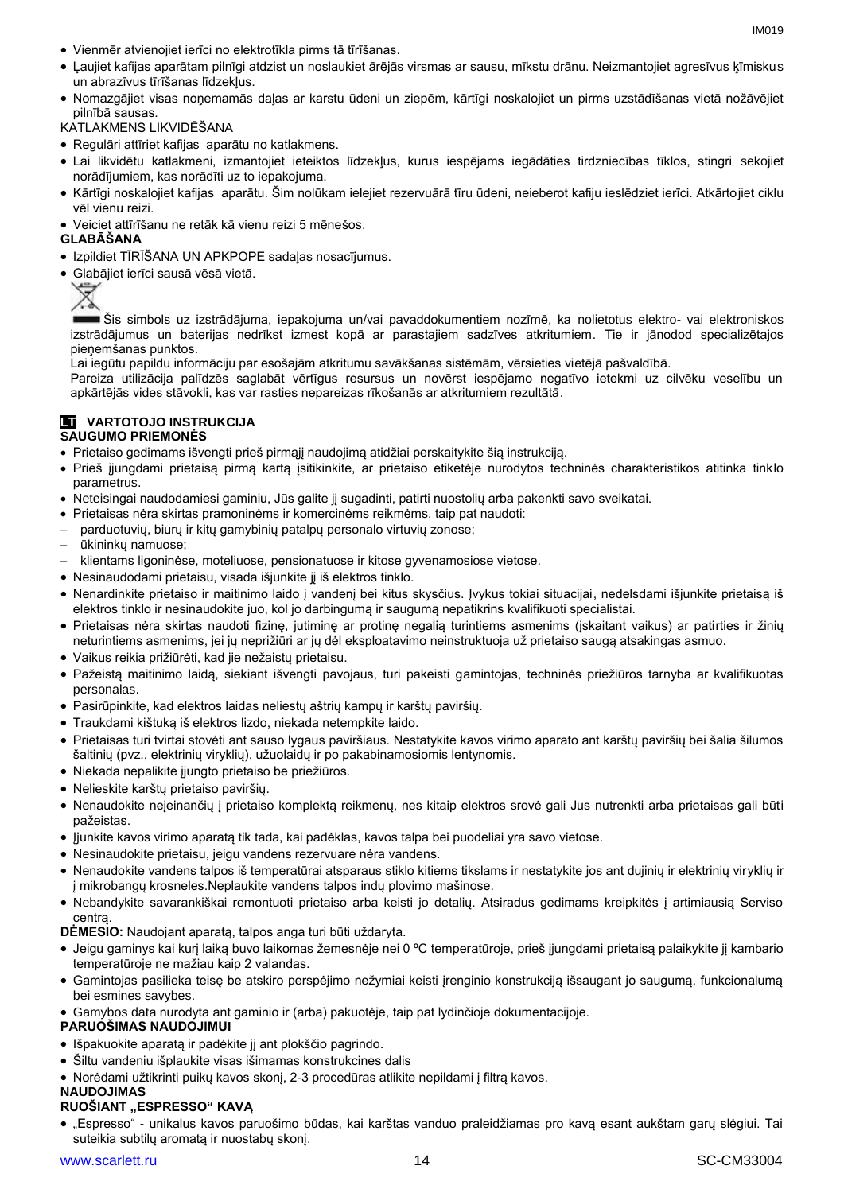- Vienmēr atvienojiet ierīci no elektrotīkla pirms tā tīrīšanas.
- Ļaujiet kafijas aparātam pilnīgi atdzist un noslaukiet ārējās virsmas ar sausu, mīkstu drānu. Neizmantojiet agresīvus ķīmiskus un abrazīvus tīrīšanas līdzekļus.
- Nomazgājiet visas noņemamās daļas ar karstu ūdeni un ziepēm, kārtīgi noskalojiet un pirms uzstādīšanas vietā nožāvējiet pilnībā sausas.

KATLAKMENS LIKVIDĒŠANA

- Regulāri attīriet kafijas aparātu no katlakmens.
- Lai likvidētu katlakmeni, izmantojiet ieteiktos līdzekļus, kurus iespējams iegādāties tirdzniecības tīklos, stingri sekojiet norādījumiem, kas norādīti uz to iepakojuma.
- Kārtīgi noskalojiet kafijas aparātu. Šim nolūkam ielejiet rezervuārā tīru ūdeni, neieberot kafiju ieslēdziet ierīci. Atkārtojiet ciklu vēl vienu reizi.
- Veiciet attīrīšanu ne retāk kā vienu reizi 5 mēnešos.

**GLABĀŠANA**

- Izpildiet TĪRĪŠANA UN APKPOPE sadaļas nosacījumus.
- Glabājiet ierīci sausā vēsā vietā.

Šis simbols uz izstrādājuma, iepakojuma un/vai pavaddokumentiem nozīmē, ka nolietotus elektro- vai elektroniskos izstrādājumus un baterijas nedrīkst izmest kopā ar parastajiem sadzīves atkritumiem. Tie ir jānodod specializētajos pieņemšanas punktos.

Lai iegūtu papildu informāciju par esošajām atkritumu savākšanas sistēmām, vērsieties vietējā pašvaldībā.

Pareiza utilizācija palīdzēs saglabāt vērtīgus resursus un novērst iespējamo negatīvo ietekmi uz cilvēku veselību un apkārtējās vides stāvokli, kas var rasties nepareizas rīkošanās ar atkritumiem rezultātā.

## LT VARTOTOJO INSTRUKCIJA

**SAUGUMO PRIEMONĖS**

- Prietaiso gedimams išvengti prieš pirmąjį naudojimą atidžiai perskaitykite šią instrukciją.
- Prieš įjungdami prietaisą pirmą kartą įsitikinkite, ar prietaiso etiketėje nurodytos techninės charakteristikos atitinka tinklo parametrus.
- Neteisingai naudodamiesi gaminiu, Jūs galite jį sugadinti, patirti nuostolių arba pakenkti savo sveikatai.
- Prietaisas nėra skirtas pramoninėms ir komercinėms reikmėms, taip pat naudoti:
  - parduotuvių, biurų ir kitų gamybinių patalpų personalo virtuvių zonose;
  - ūkininkų namuose;
  - klientams ligoninėse, moteliuose, pensionatuose ir kitose gyvenamosiose vietose.
- Nesinaudodami prietaisu, visada išjunkite jį iš elektros tinklo.
- Nenardinkite prietaiso ir maitinimo laido į vandenį bei kitus skysčius. Įvykus tokiai situacijai, nedelsdami išjunkite prietaisą iš elektros tinklo ir nesinaudokite juo, kol jo darbingumą ir saugumą nepatikrins kvalifikuoti specialistai.
- Prietaisas nėra skirtas naudoti fizinę, jutiminę ar protinę negalią turintiems asmenims (įskaitant vaikus) ar patirties ir žinių neturintiems asmenims, jei jų neprižiūri ar jų dėl eksploatavimo neinstruktuoja už prietaiso saugą atsakingas asmuo.
- Vaikus reikia prižiūrėti, kad jie nežaistų prietaisu.
- Pažeistą maitinimo laidą, siekiant išvengti pavojaus, turi pakeisti gamintojas, techninės priežiūros tarnyba ar kvalifikuotas personalas.
- Pasirūpinkite, kad elektros laidas neliestų aštrių kampų ir karštų paviršių.
- Traukdami kištuką iš elektros lizdo, niekada netempkite laido.
- Prietaisas turi tvirtai stovėti ant sauso lygaus paviršiaus. Nestatykite kavos virimo aparato ant karštų paviršių bei šalia šilumos šaltinių (pvz., elektrinių viryklių), užuolaidų ir po pakabinamosiomis lentynomis.
- Niekada nepalikite įjungto prietaiso be priežiūros.
- Nelieskite karštų prietaiso paviršių.
- Nenaudokite neįeinančių į prietaiso komplektą reikmenų, nes kitaip elektros srovė gali Jus nutrenkti arba prietaisas gali būti pažeistas.
- Įjunkite kavos virimo aparatą tik tada, kai padėklas, kavos talpa bei puodeliai yra savo vietose.
- Nesinaudokite prietaisu, jeigu vandens rezervuare nėra vandens.
- Nenaudokite vandens talpos iš temperatūrai atsparaus stiklo kitiems tikslams ir nestatykite jos ant dujinių ir elektrinių viryklių ir į mikrobangų krosneles.Neplaukite vandens talpos indų plovimo mašinose.
- Nebandykite savarankiškai remontuoti prietaiso arba keisti jo detalių. Atsiradus gedimams kreipkitės į artimiausią Serviso centrą.

**DĖMESIO:** Naudojant aparatą, talpos anga turi būti uždaryta.

- Jeigu gaminys kai kurį laiką buvo laikomas žemesnėje nei 0 ºC temperatūroje, prieš įjungdami prietaisą palaikykite jį kambario temperatūroje ne mažiau kaip 2 valandas.
- Gamintojas pasilieka teisę be atskiro perspėjimo nežymiai keisti įrenginio konstrukciją išsaugant jo saugumą, funkcionalumą bei esmines savybes.
- Gamybos data nurodyta ant gaminio ir (arba) pakuotėje, taip pat lydinčioje dokumentacijoje.

**PARUOŠIMAS NAUDOJIMUI**

- Išpakuokite aparatą ir padėkite jį ant plokščio pagrindo.
- Šiltu vandeniu išplaukite visas išimamas konstrukcines dalis
- Norėdami užtikrinti puikų kavos skonį, 2-3 procedūras atlikite nepildami į filtrą kavos.

**NAUDOJIMAS**

**RUOŠIANT „ESPRESSO" KAVĄ**

- „Espresso" - unikalus kavos paruošimo būdas, kai karštas vanduo praleidžiamas pro kavą esant aukštam garų slėgiui. Tai suteikia subtilų aromatą ir nuostabų skonį.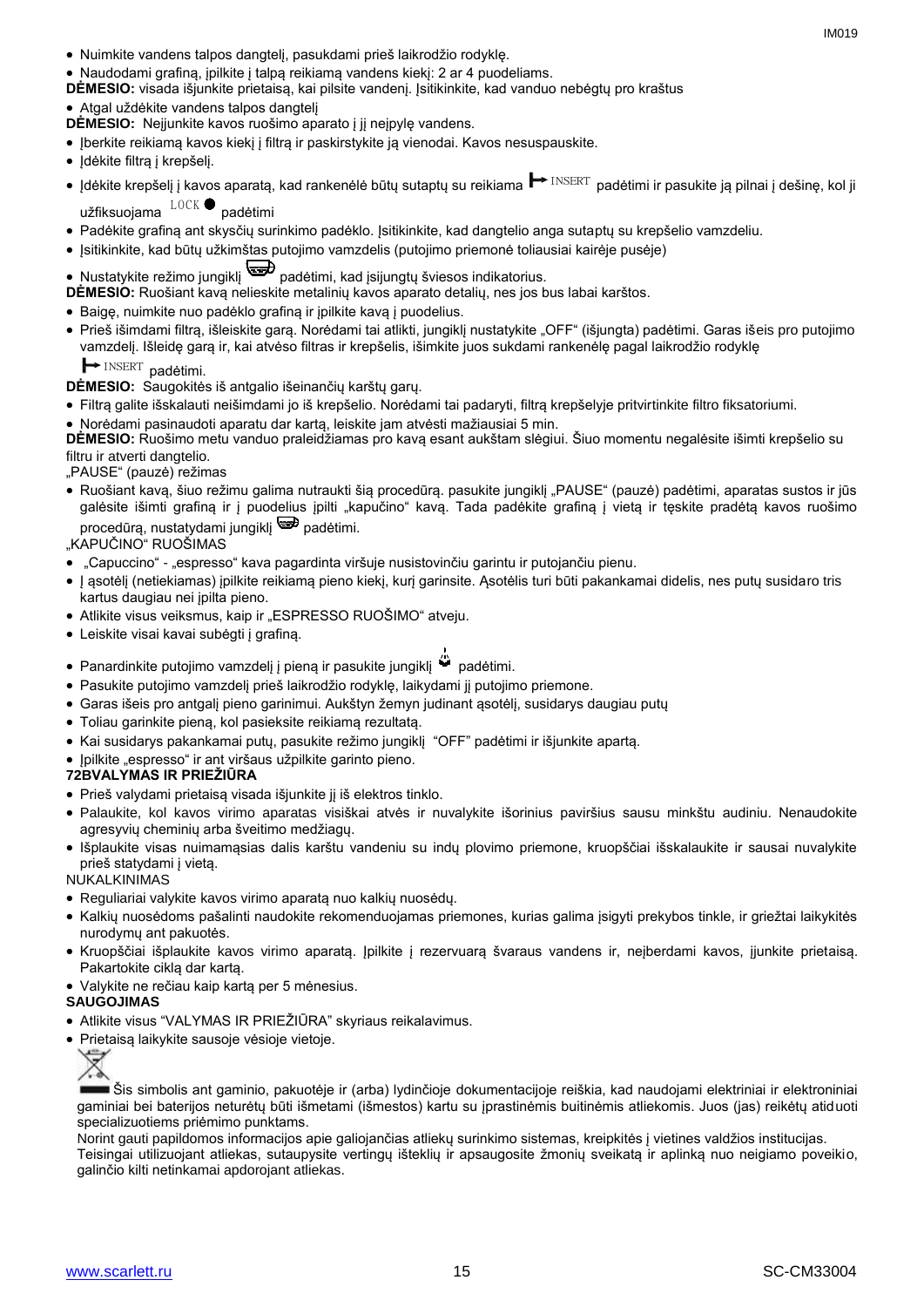- Nuimkite vandens talpos dangtelį, pasukdami prieš laikrodžio rodyklę.
- Naudodami grafiną, įpilkite į talpą reikiamą vandens kiekį: 2 ar 4 puodeliams.

**DĖMESIO:** visada išjunkite prietaisą, kai pilsite vandenį. Įsitikinkite, kad vanduo nebėgtų pro kraštus

- Atgal uždėkite vandens talpos dangtelį

**DĖMESIO:** Neįjunkite kavos ruošimo aparato į jį neįpylę vandens.

- Įberkite reikiamą kavos kiekį į filtrą ir paskirstykite ją vienodai. Kavos nesuspauskite.
- Įdėkite filtrą į krepšelį.
- Įdėkite krepšelį į kavos aparatą, kad rankenėlė būtų sutaptų su reikiama INSERT padėtimi ir pasukite ją pilnai į dešinę, kol ji užfiksuojama LOCK padėtimi
- Padėkite grafiną ant skysčių surinkimo padėklo. Įsitikinkite, kad dangtelio anga sutaptų su krepšelio vamzdeliu.
- Įsitikinkite, kad būtų užkimštas putojimo vamzdelis (putojimo priemonė toliausiai kairėje pusėje)
- Nustatykite režimo jungiklį padėtimi, kad įsijungtų šviesos indikatorius.

**DĖMESIO:** Ruošiant kavą nelieskite metalinių kavos aparato detalių, nes jos bus labai karštos.

- Baigę, nuimkite nuo padėklo grafiną ir įpilkite kavą į puodelius.
- Prieš išimdami filtrą, išleiskite garą. Norėdami tai atlikti, jungiklį nustatykite „OFF" (išjungta) padėtimi. Garas išeis pro putojimo vamzdelį. Išleidę garą ir, kai atvėso filtras ir krepšelis, išimkite juos sukdami rankenėlę pagal laikrodžio rodyklę INSERT padėtimi.

**DĖMESIO:** Saugokitės iš antgalio išeinančių karštų garų.

- Filtrą galite išskalauti neišimdami jo iš krepšelio. Norėdami tai padaryti, filtrą krepšelyje pritvirtinkite filtro fiksatoriumi.
- Norėdami pasinaudoti aparatu dar kartą, leiskite jam atvėsti mažiausiai 5 min.

**DĖMESIO:** Ruošimo metu vanduo praleidžiamas pro kavą esant aukštam slėgiui. Šiuo momentu negalėsite išimti krepšelio su filtru ir atverti dangtelio.

„PAUSE" (pauzė) režimas

- Ruošiant kavą, šiuo režimu galima nutraukti šią procedūrą. pasukite jungiklį „PAUSE" (pauzė) padėtimi, aparatas sustos ir jūs galėsite išimti grafiną ir į puodelius įpilti „kapučino" kavą. Tada padėkite grafiną į vietą ir tęskite pradėtą kavos ruošimo procedūrą, nustatydami jungiklį padėtimi.

„KAPUČINO" RUOŠIMAS

- „Capuccino" - „espresso" kava pagardinta viršuje nusistovinčiu garintu ir putojančiu pienu.
- Į ąsotėlį (netiekiamas) įpilkite reikiamą pieno kiekį, kurį garinsite. Ąsotėlis turi būti pakankamai didelis, nes putų susidaro tris kartus daugiau nei įpilta pieno.
- Atlikite visus veiksmus, kaip ir „ESPRESSO RUOŠIMO" atveju.
- Leiskite visai kavai subėgti į grafiną.
- Panardinkite putojimo vamzdelį į pieną ir pasukite jungiklį padėtimi.
- Pasukite putojimo vamzdelį prieš laikrodžio rodyklę, laikydami jį putojimo priemone.
- Garas išeis pro antgalį pieno garinimui. Aukštyn žemyn judinant ąsotėlį, susidarys daugiau putų
- Toliau garinkite pieną, kol pasieksite reikiamą rezultatą.
- Kai susidarys pakankamai putų, pasukite režimo jungiklį "OFF" padėtimi ir išjunkite apartą.
- Įpilkite „espresso" ir ant viršaus užpilkite garinto pieno.

**72BVALYMAS IR PRIEŽIŪRA**

- Prieš valydami prietaisą visada išjunkite jį iš elektros tinklo.
- Palaukite, kol kavos virimo aparatas visiškai atvės ir nuvalykite išorinius paviršius sausu minkštu audiniu. Nenaudokite agresyvių cheminių arba šveitimo medžiagų.
- Išplaukite visas nuimamąsias dalis karštu vandeniu su indų plovimo priemone, kruopščiai išskalaukite ir sausai nuvalykite prieš statydami į vietą.

NUKALKINIMAS

- Reguliariai valykite kavos virimo aparatą nuo kalkių nuosėdų.
- Kalkių nuosėdoms pašalinti naudokite rekomenduojamas priemones, kurias galima įsigyti prekybos tinkle, ir griežtai laikykitės nurodymų ant pakuotės.
- Kruopščiai išplaukite kavos virimo aparatą. Įpilkite į rezervuarą švaraus vandens ir, neįberdami kavos, įjunkite prietaisą. Pakartokite ciklą dar kartą.
- Valykite ne rečiau kaip kartą per 5 mėnesius.

**SAUGOJIMAS**

- Atlikite visus "VALYMAS IR PRIEŽIŪRA" skyriaus reikalavimus.
- Prietaisą laikykite sausoje vėsioje vietoje.

Šis simbolis ant gaminio, pakuotėje ir (arba) lydinčioje dokumentacijoje reiškia, kad naudojami elektriniai ir elektroniniai gaminiai bei baterijos neturėtų būti išmetami (išmestos) kartu su įprastinėmis buitinėmis atliekomis. Juos (jas) reikėtų atiduoti specializuotiems priėmimo punktams.

Norint gauti papildomos informacijos apie galiojančias atliekų surinkimo sistemas, kreipkitės į vietines valdžios institucijas.

Teisingai utilizuojant atliekas, sutaupysite vertingų išteklių ir apsaugosite žmonių sveikatą ir aplinką nuo neigiamo poveikio, galinčio kilti netinkamai apdorojant atliekas.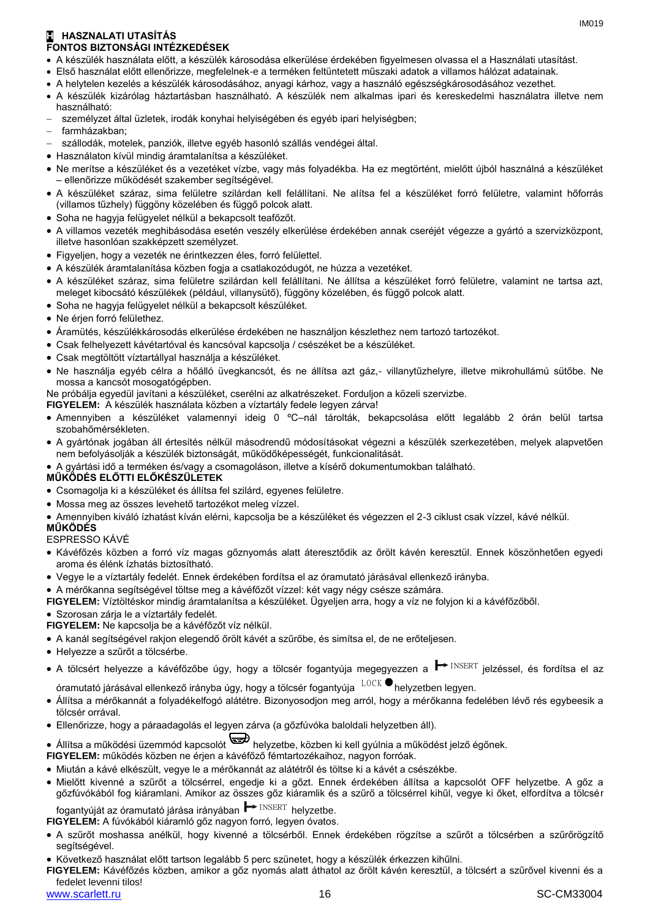## H HASZNALATI UTASÍTÁS

### FONTOS BIZTONSÁGI INTÉZKEDÉSEK

- A készülék használata előtt, a készülék károsodása elkerülése érdekében figyelmesen olvassa el a Használati utasítást.
- Első használat előtt ellenőrizze, megfelelnek-e a terméken feltüntetett műszaki adatok a villamos hálózat adatainak.
- A helytelen kezelés a készülék károsodásához, anyagi kárhoz, vagy a használó egészségkárosodásához vezethet.
- A készülék kizárólag háztartásban használható. A készülék nem alkalmas ipari és kereskedelmi használatra illetve nem használható:
  - személyzet által üzletek, irodák konyhai helyiségében és egyéb ipari helyiségben;
  - farmházakban;
  - szállodák, motelek, panziók, illetve egyéb hasonló szállás vendégei által.
- Használaton kívül mindig áramtalanítsa a készüléket.
- Ne merítse a készüléket és a vezetéket vízbe, vagy más folyadékba. Ha ez megtörtént, mielőtt újból használná a készüléket – ellenőrizze működését szakember segítségével.
- A készüléket száraz, sima felületre szilárdan kell felállítani. Ne alítsa fel a készüléket forró felületre, valamint hőforrás (villamos tűzhely) függöny közelében és függő polcok alatt.
- Soha ne hagyja felügyelet nélkül a bekapcsolt teafőzőt.
- A villamos vezeték meghibásodása esetén veszély elkerülése érdekében annak cseréjét végezze a gyártó a szervizközpont, illetve hasonlóan szakképzett személyzet.
- Figyeljen, hogy a vezeték ne érintkezzen éles, forró felülettel.
- A készülék áramtalanítása közben fogja a csatlakozódugót, ne húzza a vezetéket.
- A készüléket száraz, sima felületre szilárdan kell felállítani. Ne állítsa a készüléket forró felületre, valamint ne tartsa azt, meleget kibocsátó készülékek (például, villanysütő), függöny közelében, és függő polcok alatt.
- Soha ne hagyja felügyelet nélkül a bekapcsolt készüléket.
- Ne érjen forró felülethez.
- Áramütés, készülékkárosodás elkerülése érdekében ne használjon készlethez nem tartozó tartozékot.
- Csak felhelyezett kávétartóval és kancsóval kapcsolja / csészéket be a készüléket.
- Csak megtöltött víztartállyal használja a készüléket.
- Ne használja egyéb célra a hőálló üvegkancsót, és ne állítsa azt gáz,- villanytűzhelyre, illetve mikrohullámú sütőbe. Ne mossa a kancsót mosogatógépben.

Ne próbálja egyedül javítani a készüléket, cserélni az alkatrészeket. Forduljon a közeli szervizbe.

**FIGYELEM:** A készülék használata közben a víztartály fedele legyen zárva!

- Amennyiben a készüléket valamennyi ideig 0 ºC–nál tárolták, bekapcsolása előtt legalább 2 órán belül tartsa szobahőmérsékleten.
- A gyártónak jogában áll értesítés nélkül másodrendű módosításokat végezni a készülék szerkezetében, melyek alapvetően nem befolyásolják a készülék biztonságát, működőképességét, funkcionalitását.
- A gyártási idő a terméken és/vagy a csomagoláson, illetve a kísérő dokumentumokban található.

### MŰKÖDÉS ELŐTTI ELŐKÉSZÜLETEK

- Csomagolja ki a készüléket és állítsa fel szilárd, egyenes felületre.
- Mossa meg az összes levehető tartozékot meleg vízzel.
- Amennyiben kiváló ízhatást kíván elérni, kapcsolja be a készüléket és végezzen el 2-3 ciklust csak vízzel, kávé nélkül.

### MŰKÖDÉS

ESPRESSO KÁVÉ

- Kávéfőzés közben a forró víz magas gőznyomás alatt áteresztődik az őrölt kávén keresztül. Ennek köszönhetően egyedi aroma és élénk ízhatás biztosítható.
- Vegye le a víztartály fedelét. Ennek érdekében fordítsa el az óramutató járásával ellenkező irányba.
- A mérőkanna segítségével töltse meg a kávéfőzőt vízzel: két vagy négy csésze számára.

**FIGYELEM:** Víztöltéskor mindig áramtalanítsa a készüléket. Ügyeljen arra, hogy a víz ne folyjon ki a kávéfőzőből.

- Szorosan zárja le a víztartály fedelét.

**FIGYELEM:** Ne kapcsolja be a kávéfőzőt víz nélkül.

- A kanál segítségével rakjon elegendő őrölt kávét a szűrőbe, és simítsa el, de ne erőteljesen.
- Helyezze a szűrőt a tölcsérbe.
- A tölcsért helyezze a kávéfőzőbe úgy, hogy a tölcsér fogantyúja megegyezzen a ⟼ INSERT jelzéssel, és fordítsa el az óramutató járásával ellenkező irányba úgy, hogy a tölcsér fogantyúja LOCK ● helyzetben legyen.
- Állítsa a mérőkannát a folyadékelfogó alátétre. Bizonyosodjon meg arról, hogy a mérőkanna fedelében lévő rés egybeesik a tölcsér orrával.
- Ellenőrizze, hogy a páraadagolás el legyen zárva (a gőzfúvóka baloldali helyzetben áll).
- Állítsa a működési üzemmód kapcsolót helyzetbe, közben ki kell gyúlnia a működést jelző égőnek.

**FIGYELEM:** működés közben ne érjen a kávéfőző fémtartozékaihoz, nagyon forróak.

- Miután a kávé elkészült, vegye le a mérőkannát az alátétről és töltse ki a kávét a csészékbe.
- Mielőtt kivenné a szűrőt a tölcsérrel, engedje ki a gőzt. Ennek érdekében állítsa a kapcsolót OFF helyzetbe. A gőz a gőzfúvókából fog kiáramlani. Amikor az összes gőz kiáramlik és a szűrő a tölcsérrel kihűl, vegye ki őket, elfordítva a tölcsér fogantyúját az óramutató járása irányában ⟼ INSERT helyzetbe.

**FIGYELEM:** A fúvókából kiáramló gőz nagyon forró, legyen óvatos.

- A szűrőt moshassa anélkül, hogy kivenné a tölcsérből. Ennek érdekében rögzítse a szűrőt a tölcsérben a szűrőrögzítő segítségével.
- Következő használat előtt tartson legalább 5 perc szünetet, hogy a készülék érkezzen kihűlni.

**FIGYELEM:** Kávéfőzés közben, amikor a gőz nyomás alatt áthatol az őrölt kávén keresztül, a tölcsért a szűrővel kivenni és a fedelet levenni tilos!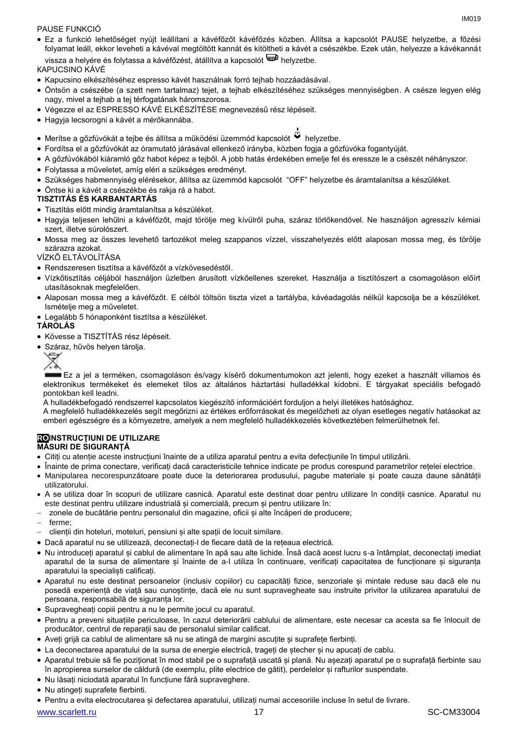PAUSE FUNKCIÓ

- Ez a funkció lehetőséget nyújt leállítani a kávéfőzőt kávéfőzés közben. Állítsa a kapcsolót PAUSE helyzetbe, a főzési folyamat leáll, ekkor leveheti a kávéval megtöltött kannát és kitöltheti a kávét a csészékbe. Ezek után, helyezze a kávékannát vissza a helyére és folytassa a kávéfőzést, átállítva a kapcsolót helyzetbe.

KAPUCSINO KÁVÉ

- Kapucsino elkészítéséhez espresso kávét használnak forró tejhab hozzáadásával.
- Öntsön a csészébe (a szett nem tartalmaz) tejet, a tejhab elkészítéséhez szükséges mennyiségben. A csésze legyen elég nagy, mivel a tejhab a tej térfogatának háromszorosa.
- Végezze el az ESPRESSO KÁVÉ ELKÉSZÍTÉSE megnevezésű rész lépéseit.
- Hagyja lecsorogni a kávét a mérőkannába.
- Merítse a gőzfúvókát a tejbe és állítsa a működési üzemmód kapcsolót helyzetbe.
- Fordítsa el a gőzfúvókát az óramutató járásával ellenkező irányba, közben fogja a gőzfúvóka fogantyúját.
- A gőzfúvókából kiáramló gőz habot képez a tejből. A jobb hatás érdekében emelje fel és eressze le a csészét néhányszor.
- Folytassa a műveletet, amíg eléri a szükséges eredményt.
- Szükséges habmennyiség elérésekor, állítsa az üzemmód kapcsolót "OFF" helyzetbe és áramtalanítsa a készüléket.
- Öntse ki a kávét a csészékbe és rakja rá a habot.

**TISZTITÁS ÉS KARBANTARTÁS**

- Tisztítás előtt mindig áramtalanítsa a készüléket.
- Hagyja teljesen lehűlni a kávéfőzőt, majd törölje meg kívülről puha, száraz törlőkendővel. Ne használjon agresszív kémiai szert, illetve súrolószert.
- Mossa meg az összes levehető tartozékot meleg szappanos vízzel, visszahelyezés előtt alaposan mossa meg, és törölje szárazra azokat.

VÍZKŐ ELTÁVOLÍTÁSA

- Rendszeresen tisztítsa a kávéfőzőt a vízkövesedéstől.
- Vízkőtisztítás céljából használjon üzletben árusított vízkőellenes szereket. Használja a tisztítószert a csomagoláson előírt utasításoknak megfelelően.
- Alaposan mossa meg a kávéfőzőt. E célból töltsön tiszta vizet a tartályba, kávéadagolás nélkül kapcsolja be a készüléket. Ismételje meg a műveletet.
- Legalább 5 hónaponként tisztítsa a készüléket.

**TÁROLÁS**

- Kövesse a TISZTÍTÁS rész lépéseit.
- Száraz, hűvös helyen tárolja.

Ez a jel a terméken, csomagoláson és/vagy kísérő dokumentumokon azt jelenti, hogy ezeket a használt villamos és elektronikus termékeket és elemeket tilos az általános háztartási hulladékkal kidobni. E tárgyakat speciális befogadó pontokban kell leadni.

A hulladékbefogadó rendszerrel kapcsolatos kiegészítő információért forduljon a helyi illetékes hatósághoz.

A megfelelő hulladékkezelés segít megőrizni az értékes erőforrásokat és megelőzheti az olyan esetleges negatív hatásokat az emberi egészségre és a környezetre, amelyek a nem megfelelő hulladékkezelés következtében felmerülhetnek fel.

**RO INSTRUCŢIUNI DE UTILIZARE**

**MĂSURI DE SIGURANŢĂ**

- Citiți cu atenție aceste instrucțiuni înainte de a utiliza aparatul pentru a evita defecțiunile în timpul utilizării.
- Înainte de prima conectare, verificați dacă caracteristicile tehnice indicate pe produs corespund parametrilor rețelei electrice.
- Manipularea necorespunzătoare poate duce la deteriorarea produsului, pagube materiale și poate cauza daune sănătății utilizatorului.
- A se utiliza doar în scopuri de utilizare casnică. Aparatul este destinat doar pentru utilizare în condiții casnice. Aparatul nu este destinat pentru utilizare industrială și comercială, precum și pentru utilizare în:
  - zonele de bucătărie pentru personalul din magazine, oficii și alte încăperi de producere;
  - ferme;
  - clienții din hoteluri, moteluri, pensiuni și alte spații de locuit similare.
- Dacă aparatul nu se utilizează, deconectați-l de fiecare dată de la rețeaua electrică.
- Nu introduceți aparatul și cablul de alimentare în apă sau alte lichide. Însă dacă acest lucru s-a întâmplat, deconectați imediat aparatul de la sursa de alimentare și înainte de a-l utiliza în continuare, verificați capacitatea de funcționare și siguranța aparatului la specialiști calificați.
- Aparatul nu este destinat persoanelor (inclusiv copiilor) cu capacități fizice, senzoriale și mintale reduse sau dacă ele nu posedă experiență de viață sau cunoștințe, dacă ele nu sunt supravegheate sau instruite privitor la utilizarea aparatului de persoana, responsabilă de siguranța lor.
- Supravegheați copiii pentru a nu le permite jocul cu aparatul.
- Pentru a preveni situațiile periculoase, în cazul deteriorării cablului de alimentare, este necesar ca acesta să fie înlocuit de producător, centrul de reparații sau de personalul similar calificat.
- Aveți grijă ca cablul de alimentare să nu se atingă de margini ascuțite și suprafețe fierbinți.
- La deconectarea aparatului de la sursa de energie electrică, trageți de ștecher și nu apucați de cablu.
- Aparatul trebuie să fie poziționat în mod stabil pe o suprafață uscată și plană. Nu așezați aparatul pe o suprafață fierbinte sau în apropierea surselor de căldură (de exemplu, plite electrice de gătit), perdelelor și rafturilor suspendate.
- Nu lăsați niciodată aparatul în funcțiune fără supraveghere.
- Nu atingeți suprafete fierbinti.
- Pentru a evita electrocutarea și defectarea aparatului, utilizați numai accesoriile incluse în setul de livrare.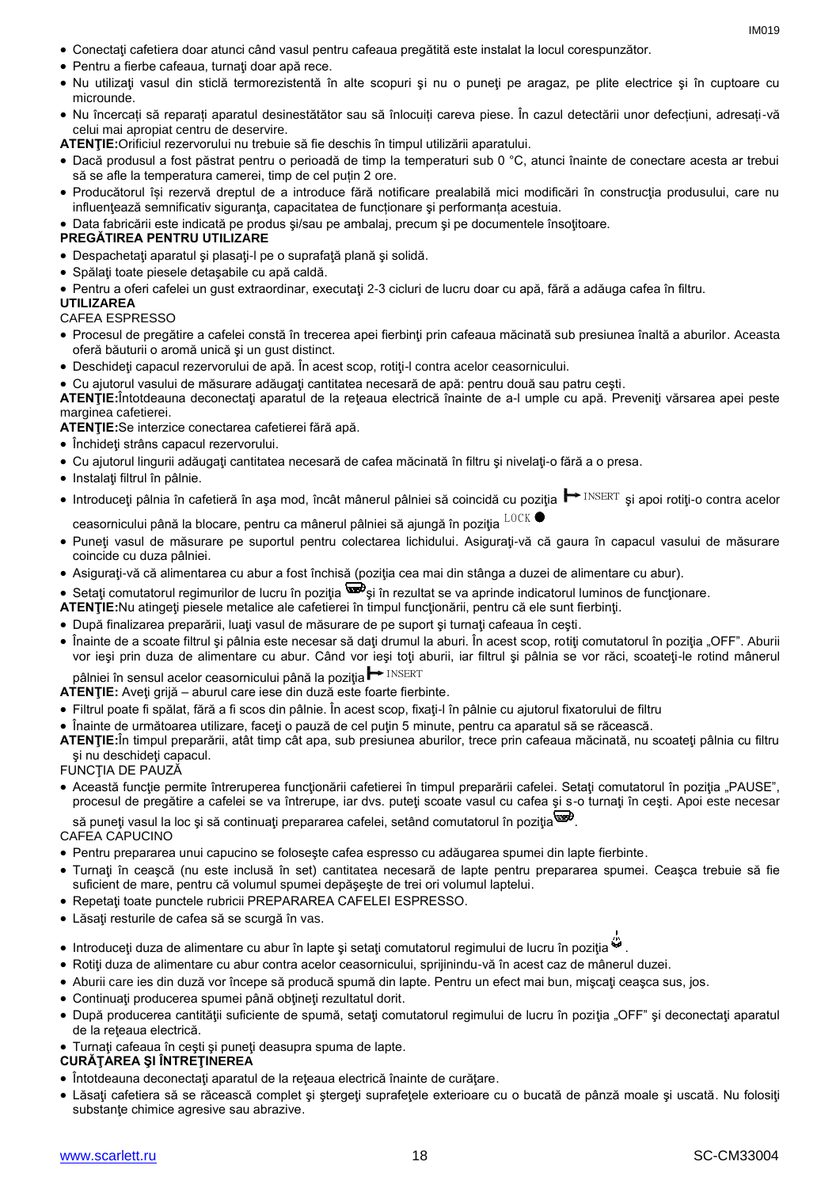- Conectaţi cafetiera doar atunci când vasul pentru cafeaua pregătită este instalat la locul corespunzător.
- Pentru a fierbe cafeaua, turnaţi doar apă rece.
- Nu utilizaţi vasul din sticlă termorezistentă în alte scopuri şi nu o puneţi pe aragaz, pe plite electrice şi în cuptoare cu microunde.
- Nu încercați să reparați aparatul desinestătător sau să înlocuiți careva piese. În cazul detectării unor defecțiuni, adresați-vă celui mai apropiat centru de deservire.

**ATENŢIE:**Orificiul rezervorului nu trebuie să fie deschis în timpul utilizării aparatului.

- Dacă produsul a fost păstrat pentru o perioadă de timp la temperaturi sub 0 °C, atunci înainte de conectare acesta ar trebui să se afle la temperatura camerei, timp de cel puţin 2 ore.
- Producătorul îşi rezervă dreptul de a introduce fără notificare prealabilă mici modificări în construcţia produsului, care nu influenţează semnificativ siguranţa, capacitatea de funcţionare şi performanţa acestuia.
- Data fabricării este indicată pe produs şi/sau pe ambalaj, precum şi pe documentele însoţitoare.

**PREGĂTIREA PENTRU UTILIZARE**

- Despachetaţi aparatul şi plasaţi-l pe o suprafaţă plană şi solidă.
- Spălaţi toate piesele detaşabile cu apă caldă.
- Pentru a oferi cafelei un gust extraordinar, executaţi 2-3 cicluri de lucru doar cu apă, fără a adăuga cafea în filtru.

**UTILIZAREA**

CAFEA ESPRESSO

- Procesul de pregătire a cafelei constă în trecerea apei fierbinţi prin cafeaua măcinată sub presiunea înaltă a aburilor. Aceasta oferă băuturii o aromă unică şi un gust distinct.
- Deschideţi capacul rezervorului de apă. În acest scop, rotiţi-l contra acelor ceasornicului.
- Cu ajutorul vasului de măsurare adăugaţi cantitatea necesară de apă: pentru două sau patru cești.

**ATENŢIE:**Întotdeauna deconectaţi aparatul de la reţeaua electrică înainte de a-l umple cu apă. Preveniţi vărsarea apei peste marginea cafetierei.

**ATENŢIE:**Se interzice conectarea cafetierei fără apă.

- Închideţi strâns capacul rezervorului.
- Cu ajutorul lingurii adăugaţi cantitatea necesară de cafea măcinată în filtru şi nivelaţi-o fără a o presa.
- Instalaţi filtrul în pâlnie.
- Introduceţi pâlnia în cafetieră în aşa mod, încât mânerul pâlniei să coincidă cu poziţia ⊢ INSERT şi apoi rotiţi-o contra acelor ceasornicului până la blocare, pentru ca mânerul pâlniei să ajungă în poziţia LOCK ●
- Puneţi vasul de măsurare pe suportul pentru colectarea lichidului. Asiguraţi-vă că gaura în capacul vasului de măsurare coincide cu duza pâlniei.
- Asiguraţi-vă că alimentarea cu abur a fost închisă (poziţia cea mai din stânga a duzei de alimentare cu abur).
- Setaţi comutatorul regimurilor de lucru în poziţia şi în rezultat se va aprinde indicatorul luminos de funcţionare.

**ATENŢIE:**Nu atingeţi piesele metalice ale cafetierei în timpul funcţionării, pentru că ele sunt fierbinţi.

- După finalizarea preparării, luaţi vasul de măsurare de pe suport şi turnaţi cafeaua în cești.
- Înainte de a scoate filtrul şi pâlnia este necesar să daţi drumul la aburi. În acest scop, rotiţi comutatorul în poziţia „OFF". Aburii vor ieşi prin duza de alimentare cu abur. Când vor ieşi toţi aburii, iar filtrul şi pâlnia se vor răci, scoateţi-le rotind mânerul pâlniei în sensul acelor ceasornicului până la poziţia ⊢ INSERT

**ATENŢIE:** Aveţi grijă – aburul care iese din duză este foarte fierbinte.

- Filtrul poate fi spălat, fără a fi scos din pâlnie. În acest scop, fixaţi-l în pâlnie cu ajutorul fixatorului de filtru
- Înainte de următoarea utilizare, faceţi o pauză de cel puţin 5 minute, pentru ca aparatul să se răcească.

**ATENŢIE:**În timpul preparării, atât timp cât apa, sub presiunea aburilor, trece prin cafeaua măcinată, nu scoateţi pâlnia cu filtru şi nu deschideţi capacul.

FUNCŢIA DE PAUZĂ

- Această funcţie permite întreruperea funcţionării cafetierei în timpul preparării cafelei. Setaţi comutatorul în poziţia „PAUSE", procesul de pregătire a cafelei se va întrerupe, iar dvs. puteţi scoate vasul cu cafea şi s-o turnaţi în cești. Apoi este necesar să puneţi vasul la loc şi să continuaţi prepararea cafelei, setând comutatorul în poziţia .

CAFEA CAPUCINO

- Pentru prepararea unui capucino se foloseşte cafea espresso cu adăugarea spumei din lapte fierbinte.
- Turnaţi în ceaşcă (nu este inclusă în set) cantitatea necesară de lapte pentru prepararea spumei. Ceaşca trebuie să fie suficient de mare, pentru că volumul spumei depăşeşte de trei ori volumul laptelui.
- Repetaţi toate punctele rubricii PREPARAREA CAFELEI ESPRESSO.
- Lăsaţi resturile de cafea să se scurgă în vas.
- Introduceţi duza de alimentare cu abur în lapte şi setaţi comutatorul regimului de lucru în poziţia .
- Rotiţi duza de alimentare cu abur contra acelor ceasornicului, sprijinindu-vă în acest caz de mânerul duzei.
- Aburii care ies din duză vor începe să producă spumă din lapte. Pentru un efect mai bun, mişcaţi ceaşca sus, jos.
- Continuaţi producerea spumei până obţineţi rezultatul dorit.
- După producerea cantităţii suficiente de spumă, setaţi comutatorul regimului de lucru în poziţia „OFF" şi deconectaţi aparatul de la reţeaua electrică.
- Turnaţi cafeaua în cești şi puneţi deasupra spuma de lapte.

**CURĂŢAREA ŞI ÎNTREŢINEREA**

- Întotdeauna deconectaţi aparatul de la reţeaua electrică înainte de curăţare.
- Lăsaţi cafetiera să se răcească complet şi ştergeţi suprafeţele exterioare cu o bucată de pânză moale şi uscată. Nu folosiţi substanţe chimice agresive sau abrazive.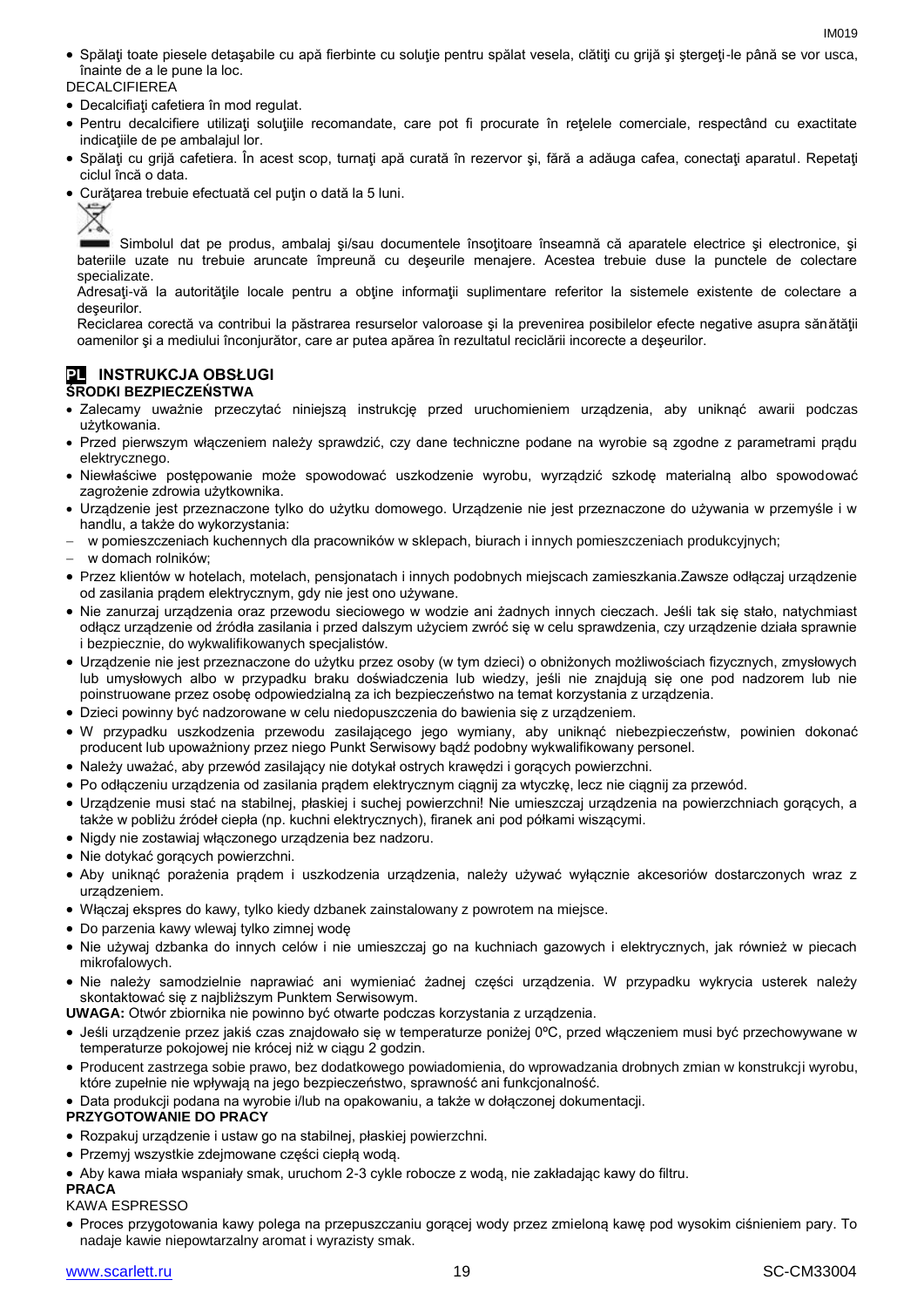- Spălaţi toate piesele detaşabile cu apă fierbinte cu soluţie pentru spălat vesela, clătiţi cu grijă şi ştergeţi-le până se vor usca, înainte de a le pune la loc.

DECALCIFIEREA

- Decalcifiaţi cafetiera în mod regulat.
- Pentru decalcifiere utilizaţi soluţiile recomandate, care pot fi procurate în reţelele comerciale, respectând cu exactitate indicaţiile de pe ambalajul lor.
- Spălaţi cu grijă cafetiera. În acest scop, turnaţi apă curată în rezervor şi, fără a adăuga cafea, conectaţi aparatul. Repetaţi ciclul încă o data.
- Curăţarea trebuie efectuată cel puţin o dată la 5 luni.

Simbolul dat pe produs, ambalaj şi/sau documentele însoţitoare înseamnă că aparatele electrice şi electronice, şi bateriile uzate nu trebuie aruncate împreună cu deşeurile menajere. Acestea trebuie duse la punctele de colectare specializate.

Adresaţi-vă la autorităţile locale pentru a obţine informaţii suplimentare referitor la sistemele existente de colectare a deşeurilor.

Reciclarea corectă va contribui la păstrarea resurselor valoroase şi la prevenirea posibilelor efecte negative asupra sănătăţii oamenilor şi a mediului înconjurător, care ar putea apărea în rezultatul reciclării incorecte a deşeurilor.

## PL INSTRUKCJA OBSŁUGI

**ŚRODKI BEZPIECZEŃSTWA**

- Zalecamy uważnie przeczytać niniejszą instrukcję przed uruchomieniem urządzenia, aby uniknąć awarii podczas użytkowania.
- Przed pierwszym włączeniem należy sprawdzić, czy dane techniczne podane na wyrobie są zgodne z parametrami prądu elektrycznego.
- Niewłaściwe postępowanie może spowodować uszkodzenie wyrobu, wyrządzić szkodę materialną albo spowodować zagrożenie zdrowia użytkownika.
- Urządzenie jest przeznaczone tylko do użytku domowego. Urządzenie nie jest przeznaczone do używania w przemyśle i w handlu, a także do wykorzystania:
  - w pomieszczeniach kuchennych dla pracowników w sklepach, biurach i innych pomieszczeniach produkcyjnych;
  - w domach rolników;
- Przez klientów w hotelach, motelach, pensjonatach i innych podobnych miejscach zamieszkania.Zawsze odłączaj urządzenie od zasilania prądem elektrycznym, gdy nie jest ono używane.
- Nie zanurzaj urządzenia oraz przewodu sieciowego w wodzie ani żadnych innych cieczach. Jeśli tak się stało, natychmiast odłącz urządzenie od źródła zasilania i przed dalszym użyciem zwróć się w celu sprawdzenia, czy urządzenie działa sprawnie i bezpiecznie, do wykwalifikowanych specjalistów.
- Urządzenie nie jest przeznaczone do użytku przez osoby (w tym dzieci) o obniżonych możliwościach fizycznych, zmysłowych lub umysłowych albo w przypadku braku doświadczenia lub wiedzy, jeśli nie znajdują się one pod nadzorem lub nie poinstruowane przez osobę odpowiedzialną za ich bezpieczeństwo na temat korzystania z urządzenia.
- Dzieci powinny być nadzorowane w celu niedopuszczenia do bawienia się z urządzeniem.
- W przypadku uszkodzenia przewodu zasilającego jego wymiany, aby uniknąć niebezpieczeństw, powinien dokonać producent lub upoważniony przez niego Punkt Serwisowy bądź podobny wykwalifikowany personel.
- Należy uważać, aby przewód zasilający nie dotykał ostrych krawędzi i gorących powierzchni.
- Po odłączeniu urządzenia od zasilania prądem elektrycznym ciągnij za wtyczkę, lecz nie ciągnij za przewód.
- Urządzenie musi stać na stabilnej, płaskiej i suchej powierzchni! Nie umieszczaj urządzenia na powierzchniach gorących, a także w pobliżu źródeł ciepła (np. kuchni elektrycznych), firanek ani pod półkami wiszącymi.
- Nigdy nie zostawiaj włączonego urządzenia bez nadzoru.
- Nie dotykać gorących powierzchni.
- Aby uniknąć porażenia prądem i uszkodzenia urządzenia, należy używać wyłącznie akcesoriów dostarczonych wraz z urządzeniem.
- Włączaj ekspres do kawy, tylko kiedy dzbanek zainstalowany z powrotem na miejsce.
- Do parzenia kawy wlewaj tylko zimnej wodę
- Nie używaj dzbanka do innych celów i nie umieszczaj go na kuchniach gazowych i elektrycznych, jak również w piecach mikrofalowych.
- Nie należy samodzielnie naprawiać ani wymieniać żadnej części urządzenia. W przypadku wykrycia usterek należy skontaktować się z najbliższym Punktem Serwisowym.

**UWAGA:** Otwór zbiornika nie powinno być otwarte podczas korzystania z urządzenia.

- Jeśli urządzenie przez jakiś czas znajdowało się w temperaturze poniżej 0ºC, przed włączeniem musi być przechowywane w temperaturze pokojowej nie krócej niż w ciągu 2 godzin.
- Producent zastrzega sobie prawo, bez dodatkowego powiadomienia, do wprowadzania drobnych zmian w konstrukcji wyrobu, które zupełnie nie wpływają na jego bezpieczeństwo, sprawność ani funkcjonalność.
- Data produkcji podana na wyrobie i/lub na opakowaniu, a także w dołączonej dokumentacji.

**PRZYGOTOWANIE DO PRACY**

- Rozpakuj urządzenie i ustaw go na stabilnej, płaskiej powierzchni.
- Przemyj wszystkie zdejmowane części ciepłą wodą.
- Aby kawa miała wspaniały smak, uruchom 2-3 cykle robocze z wodą, nie zakładając kawy do filtru.

**PRACA**

KAWA ESPRESSO

- Proces przygotowania kawy polega na przepuszczaniu gorącej wody przez zmieloną kawę pod wysokim ciśnieniem pary. To nadaje kawie niepowtarzalny aromat i wyrazisty smak.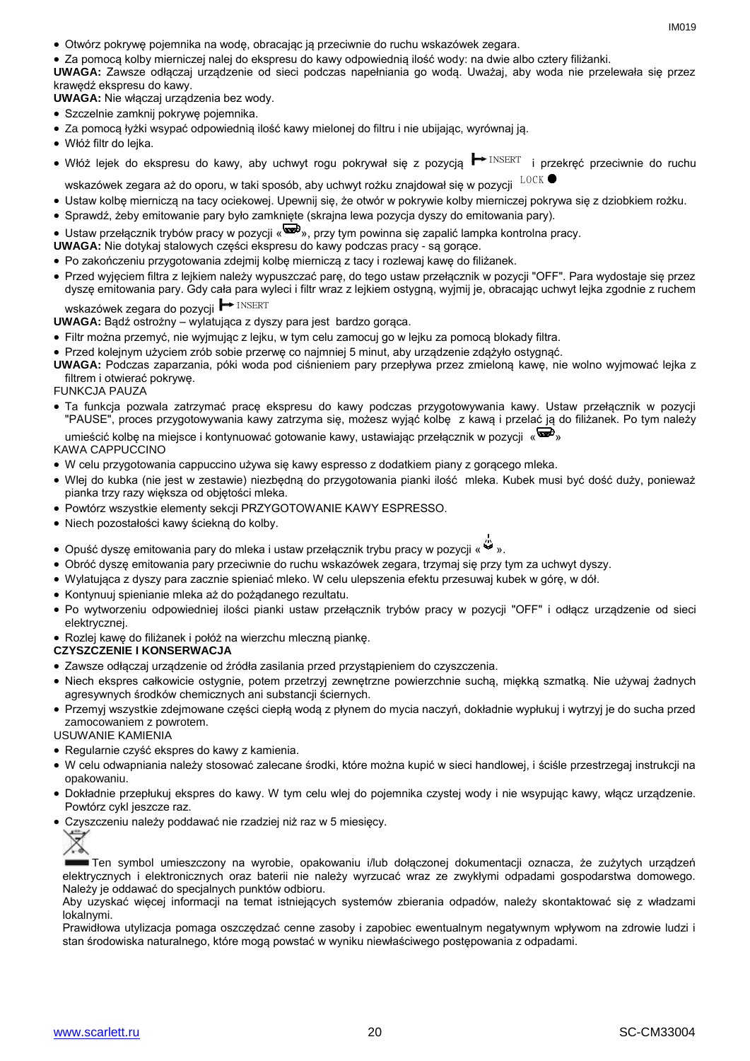- Otwórz pokrywę pojemnika na wodę, obracając ją przeciwnie do ruchu wskazówek zegara.
- Za pomocą kolby mierniczej nalej do ekspresu do kawy odpowiednią ilość wody: na dwie albo cztery filiżanki.

**UWAGA:** Zawsze odłączaj urządzenie od sieci podczas napełniania go wodą. Uważaj, aby woda nie przelewała się przez krawędź ekspresu do kawy.

**UWAGA:** Nie włączaj urządzenia bez wody.

- Szczelnie zamknij pokrywę pojemnika.
- Za pomocą łyżki wsypać odpowiednią ilość kawy mielonej do filtru i nie ubijając, wyrównaj ją.
- Włóż filtr do lejka.
- Włóż lejek do ekspresu do kawy, aby uchwyt rogu pokrywał się z pozycją INSERT i przekręć przeciwnie do ruchu wskazówek zegara aż do oporu, w taki sposób, aby uchwyt rożku znajdował się w pozycji LOCK
- Ustaw kolbę mierniczą na tacy ociekowej. Upewnij się, że otwór w pokrywie kolby mierniczej pokrywa się z dziobkiem rożku.
- Sprawdź, żeby emitowanie pary było zamknięte (skrajna lewa pozycja dyszy do emitowania pary).
- Ustaw przełącznik trybów pracy w pozycji «», przy tym powinna się zapalić lampka kontrolna pracy.

**UWAGA:** Nie dotykaj stalowych części ekspresu do kawy podczas pracy - są gorące.

- Po zakończeniu przygotowania zdejmij kolbę mierniczą z tacy i rozlewaj kawę do filiżanek.
- Przed wyjęciem filtra z lejkiem należy wypuszczać parę, do tego ustaw przełącznik w pozycji "OFF". Para wydostaje się przez dyszę emitowania pary. Gdy cała para wyleci i filtr wraz z lejkiem ostygną, wyjmij je, obracając uchwyt lejka zgodnie z ruchem wskazówek zegara do pozycji INSERT

**UWAGA:** Bądź ostrożny – wylatująca z dyszy para jest bardzo gorąca.

- Filtr można przemyć, nie wyjmując z lejku, w tym celu zamocuj go w lejku za pomocą blokady filtra.
- Przed kolejnym użyciem zrób sobie przerwę co najmniej 5 minut, aby urządzenie zdążyło ostygnąć.

**UWAGA:** Podczas zaparzania, póki woda pod ciśnieniem pary przepływa przez zmieloną kawę, nie wolno wyjmować lejka z filtrem i otwierać pokrywę.

FUNKCJA PAUZA

- Ta funkcja pozwala zatrzymać pracę ekspresu do kawy podczas przygotowywania kawy. Ustaw przełącznik w pozycji "PAUSE", proces przygotowywania kawy zatrzyma się, możesz wyjąć kolbę z kawą i przelać ją do filiżanek. Po tym należy umieścić kolbę na miejsce i kontynuować gotowanie kawy, ustawiając przełącznik w pozycji «»

KAWA CAPPUCCINO

- W celu przygotowania cappuccino używa się kawy espresso z dodatkiem piany z gorącego mleka.
- Wlej do kubka (nie jest w zestawie) niezbędną do przygotowania pianki ilość mleka. Kubek musi być dość duży, ponieważ pianka trzy razy większa od objętości mleka.
- Powtórz wszystkie elementy sekcji PRZYGOTOWANIE KAWY ESPRESSO.
- Niech pozostałości kawy ściekną do kolby.
- Opuść dyszę emitowania pary do mleka i ustaw przełącznik trybu pracy w pozycji « ».
- Obróć dyszę emitowania pary przeciwnie do ruchu wskazówek zegara, trzymaj się przy tym za uchwyt dyszy.
- Wylatująca z dyszy para zacznie spieniać mleko. W celu ulepszenia efektu przesuwaj kubek w górę, w dół.
- Kontynuuj spienianie mleka aż do pożądanego rezultatu.
- Po wytworzeniu odpowiedniej ilości pianki ustaw przełącznik trybów pracy w pozycji "OFF" i odłącz urządzenie od sieci elektrycznej.
- Rozlej kawę do filiżanek i połóż na wierzchu mleczną piankę.

**CZYSZCZENIE I KONSERWACJA**

- Zawsze odłączaj urządzenie od źródła zasilania przed przystąpieniem do czyszczenia.
- Niech ekspres całkowicie ostygnie, potem przetrzyj zewnętrzne powierzchnie suchą, miękką szmatką. Nie używaj żadnych agresywnych środków chemicznych ani substancji ściernych.
- Przemyj wszystkie zdejmowane części ciepłą wodą z płynem do mycia naczyń, dokładnie wypłukuj i wytrzyj je do sucha przed zamocowaniem z powrotem.

USUWANIE KAMIENIA

- Regularnie czyść ekspres do kawy z kamienia.
- W celu odwapniania należy stosować zalecane środki, które można kupić w sieci handlowej, i ściśle przestrzegaj instrukcji na opakowaniu.
- Dokładnie przepłukuj ekspres do kawy. W tym celu wlej do pojemnika czystej wody i nie wsypując kawy, włącz urządzenie. Powtórz cykl jeszcze raz.
- Czyszczeniu należy poddawać nie rzadziej niż raz w 5 miesięcy.

Ten symbol umieszczony na wyrobie, opakowaniu i/lub dołączonej dokumentacji oznacza, że zużytych urządzeń elektrycznych i elektronicznych oraz baterii nie należy wyrzucać wraz ze zwykłymi odpadami gospodarstwa domowego. Należy je oddawać do specjalnych punktów odbioru.

Aby uzyskać więcej informacji na temat istniejących systemów zbierania odpadów, należy skontaktować się z władzami lokalnymi.

Prawidłowa utylizacja pomaga oszczędzać cenne zasoby i zapobiec ewentualnym negatywnym wpływom na zdrowie ludzi i stan środowiska naturalnego, które mogą powstać w wyniku niewłaściwego postępowania z odpadami.